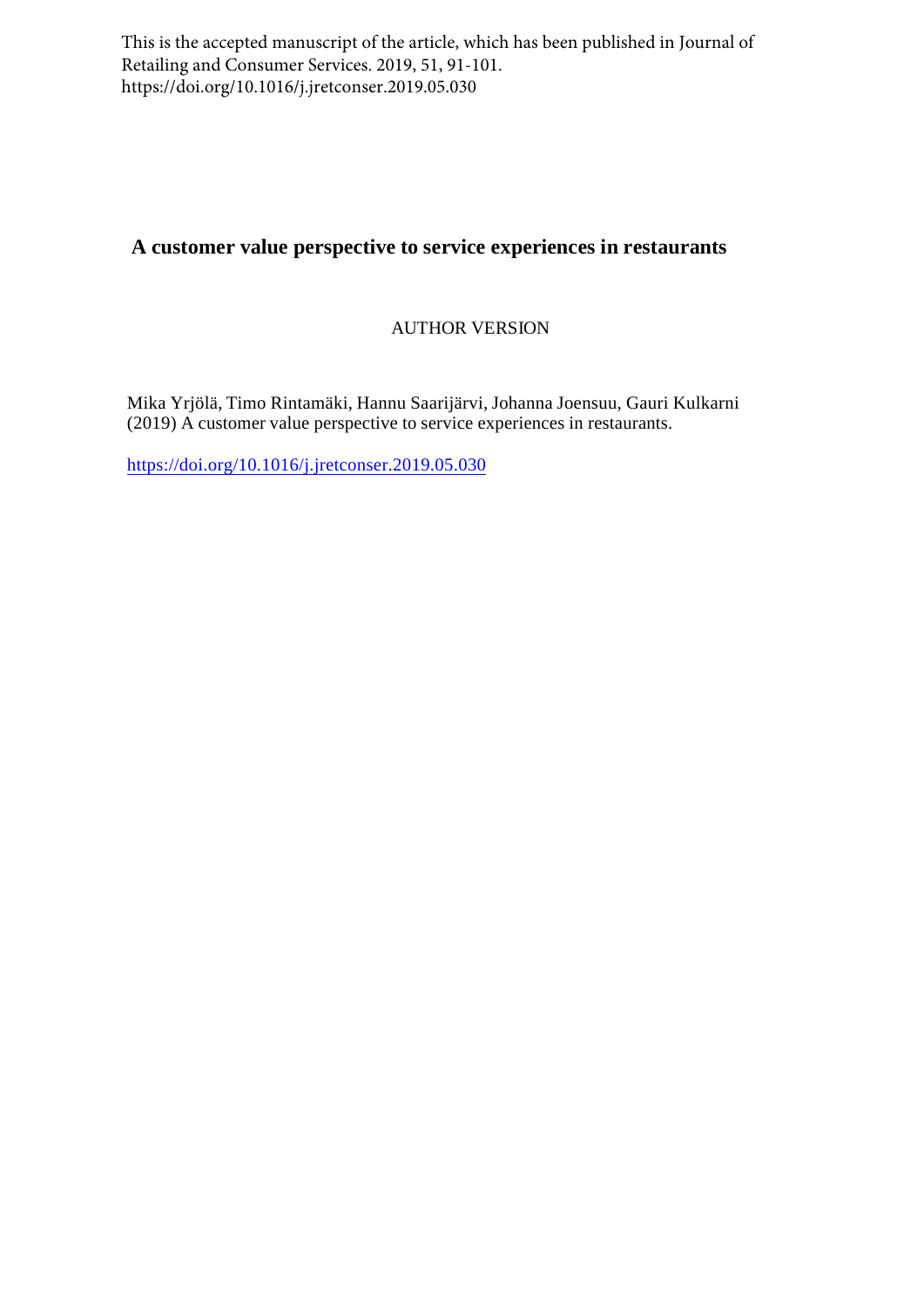This is the accepted manuscript of the article, which has been published in Journal of Retailing and Consumer Services. 2019, 51, 91-101. https://doi.org/10.1016/j.jretconser.2019.05.030

# A customer value perspective to service experiences in restaurants

AUTHOR VERSION

Mika Yrjölä, Timo Rintamäki, Hannu Saarijärvi, Johanna Joensuu, Gauri Kulkarni (2019) A customer value perspective to service experiences in restaurants.

https://doi.org/10.1016/j.jretconser.2019.05.030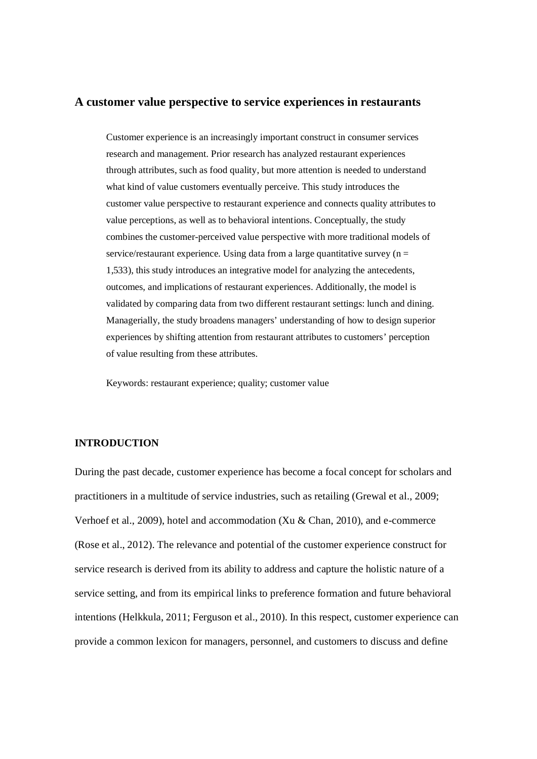## A customer value perspective to service experiences in restaurants

Customer experience is an increasingly important construct in consumer services research and management. Prior research has analyzed restaurant experiences through attributes, such as food quality, but more attention is needed to understand what kind of value customers eventually perceive. This study introduces the customer value perspective to restaurant experience and connects quality attributes to value perceptions, as well as to behavioral intentions. Conceptually, the study combines the customer-perceived value perspective with more traditional models of service/restaurant experience. Using data from a large quantitative survey (n = 1,533), this study introduces an integrative model for analyzing the antecedents, outcomes, and implications of restaurant experiences. Additionally, the model is validated by comparing data from two different restaurant settings: lunch and dining. Managerially, the study broadens managers' understanding of how to design superior experiences by shifting attention from restaurant attributes to customers' perception of value resulting from these attributes.

Keywords: restaurant experience; quality; customer value

### INTRODUCTION

During the past decade, customer experience has become a focal concept for scholars and practitioners in a multitude of service industries, such as retailing (Grewal et al., 2009; Verhoef et al., 2009), hotel and accommodation (Xu & Chan, 2010), and e-commerce (Rose et al., 2012). The relevance and potential of the customer experience construct for service research is derived from its ability to address and capture the holistic nature of a service setting, and from its empirical links to preference formation and future behavioral intentions (Helkkula, 2011; Ferguson et al., 2010). In this respect, customer experience can provide a common lexicon for managers, personnel, and customers to discuss and define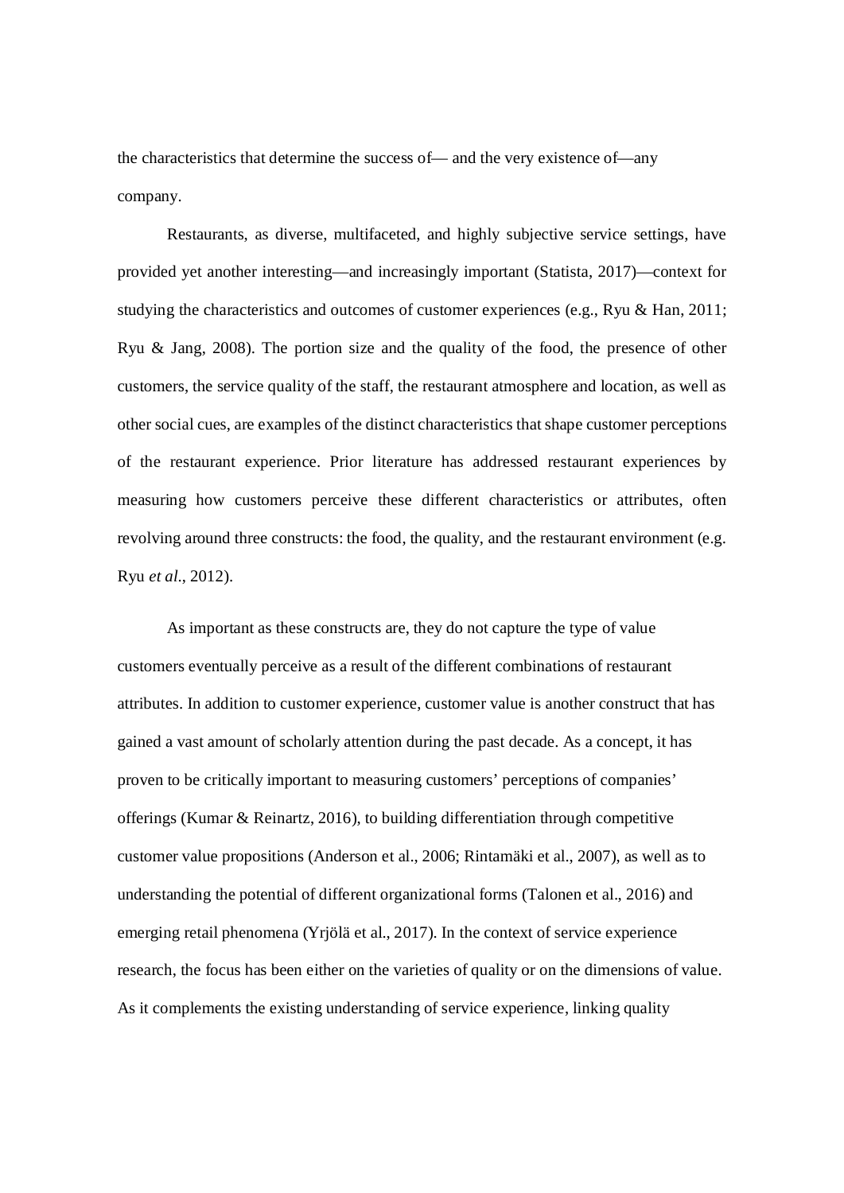the characteristics that determine the success of— and the very existence of—any company.

Restaurants, as diverse, multifaceted, and highly subjective service settings, have provided yet another interesting—and increasingly important (Statista, 2017)—context for studying the characteristics and outcomes of customer experiences (e.g., Ryu & Han, 2011; Ryu & Jang, 2008). The portion size and the quality of the food, the presence of other customers, the service quality of the staff, the restaurant atmosphere and location, as well as other social cues, are examples of the distinct characteristics that shape customer perceptions of the restaurant experience. Prior literature has addressed restaurant experiences by measuring how customers perceive these different characteristics or attributes, often revolving around three constructs: the food, the quality, and the restaurant environment (e.g. Ryu *et al*., 2012).

As important as these constructs are, they do not capture the type of value customers eventually perceive as a result of the different combinations of restaurant attributes. In addition to customer experience, customer value is another construct that has gained a vast amount of scholarly attention during the past decade. As a concept, it has proven to be critically important to measuring customers' perceptions of companies' offerings (Kumar & Reinartz, 2016), to building differentiation through competitive customer value propositions (Anderson et al., 2006; Rintamäki et al., 2007), as well as to understanding the potential of different organizational forms (Talonen et al., 2016) and emerging retail phenomena (Yrjölä et al., 2017). In the context of service experience research, the focus has been either on the varieties of quality or on the dimensions of value. As it complements the existing understanding of service experience, linking quality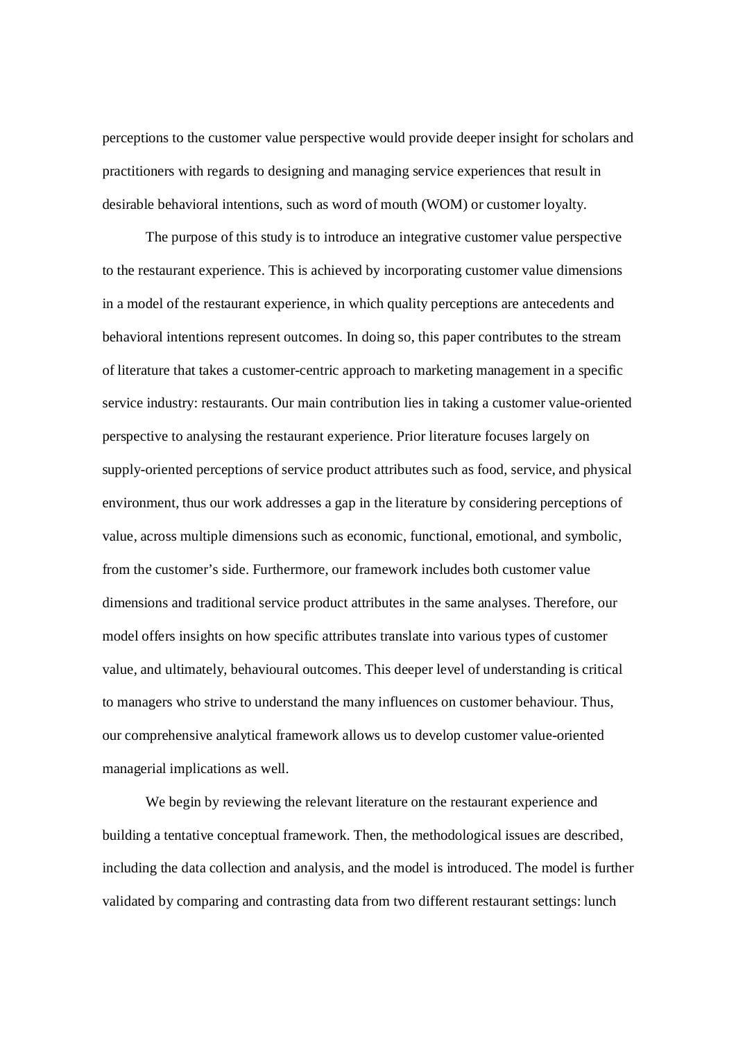perceptions to the customer value perspective would provide deeper insight for scholars and practitioners with regards to designing and managing service experiences that result in desirable behavioral intentions, such as word of mouth (WOM) or customer loyalty.

The purpose of this study is to introduce an integrative customer value perspective to the restaurant experience. This is achieved by incorporating customer value dimensions in a model of the restaurant experience, in which quality perceptions are antecedents and behavioral intentions represent outcomes. In doing so, this paper contributes to the stream of literature that takes a customer-centric approach to marketing management in a specific service industry: restaurants. Our main contribution lies in taking a customer value-oriented perspective to analysing the restaurant experience. Prior literature focuses largely on supply-oriented perceptions of service product attributes such as food, service, and physical environment, thus our work addresses a gap in the literature by considering perceptions of value, across multiple dimensions such as economic, functional, emotional, and symbolic, from the customer's side. Furthermore, our framework includes both customer value dimensions and traditional service product attributes in the same analyses. Therefore, our model offers insights on how specific attributes translate into various types of customer value, and ultimately, behavioural outcomes. This deeper level of understanding is critical to managers who strive to understand the many influences on customer behaviour. Thus, our comprehensive analytical framework allows us to develop customer value-oriented managerial implications as well.

We begin by reviewing the relevant literature on the restaurant experience and building a tentative conceptual framework. Then, the methodological issues are described, including the data collection and analysis, and the model is introduced. The model is further validated by comparing and contrasting data from two different restaurant settings: lunch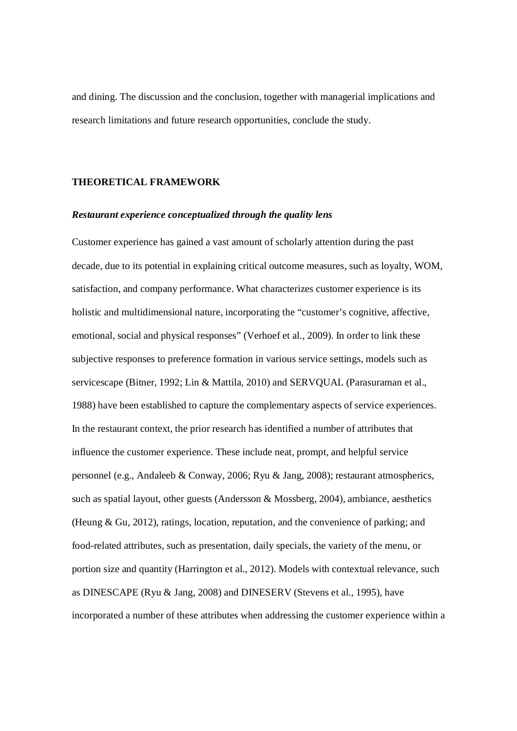and dining. The discussion and the conclusion, together with managerial implications and research limitations and future research opportunities, conclude the study.

## THEORETICAL FRAMEWORK

### *Restaurant experience conceptualized through the quality lens*

Customer experience has gained a vast amount of scholarly attention during the past decade, due to its potential in explaining critical outcome measures, such as loyalty, WOM, satisfaction, and company performance. What characterizes customer experience is its holistic and multidimensional nature, incorporating the "customer's cognitive, affective, emotional, social and physical responses" (Verhoef et al., 2009). In order to link these subjective responses to preference formation in various service settings, models such as servicescape (Bitner, 1992; Lin & Mattila, 2010) and SERVQUAL (Parasuraman et al., 1988) have been established to capture the complementary aspects of service experiences. In the restaurant context, the prior research has identified a number of attributes that influence the customer experience. These include neat, prompt, and helpful service personnel (e.g., Andaleeb & Conway, 2006; Ryu & Jang, 2008); restaurant atmospherics, such as spatial layout, other guests (Andersson & Mossberg, 2004), ambiance, aesthetics (Heung & Gu, 2012), ratings, location, reputation, and the convenience of parking; and food-related attributes, such as presentation, daily specials, the variety of the menu, or portion size and quantity (Harrington et al., 2012). Models with contextual relevance, such as DINESCAPE (Ryu & Jang, 2008) and DINESERV (Stevens et al., 1995), have incorporated a number of these attributes when addressing the customer experience within a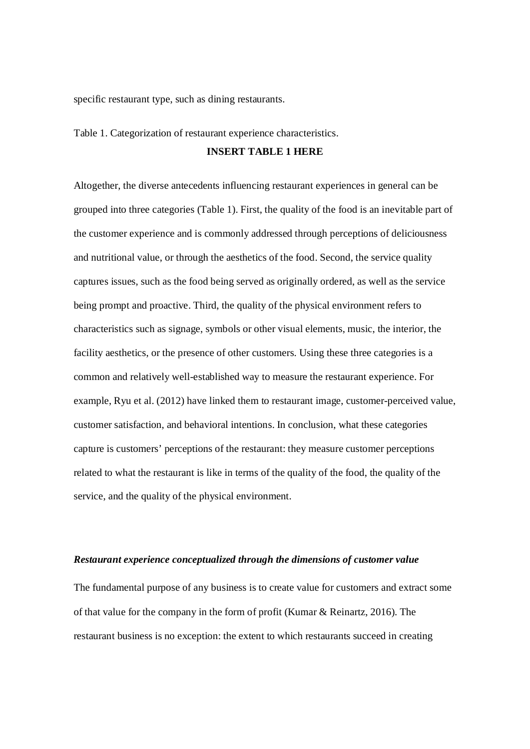specific restaurant type, such as dining restaurants.

Table 1. Categorization of restaurant experience characteristics.

**INSERT TABLE 1 HERE**

Altogether, the diverse antecedents influencing restaurant experiences in general can be grouped into three categories (Table 1). First, the quality of the food is an inevitable part of the customer experience and is commonly addressed through perceptions of deliciousness and nutritional value, or through the aesthetics of the food. Second, the service quality captures issues, such as the food being served as originally ordered, as well as the service being prompt and proactive. Third, the quality of the physical environment refers to characteristics such as signage, symbols or other visual elements, music, the interior, the facility aesthetics, or the presence of other customers. Using these three categories is a common and relatively well-established way to measure the restaurant experience. For example, Ryu et al. (2012) have linked them to restaurant image, customer-perceived value, customer satisfaction, and behavioral intentions. In conclusion, what these categories capture is customers' perceptions of the restaurant: they measure customer perceptions related to what the restaurant is like in terms of the quality of the food, the quality of the service, and the quality of the physical environment.

### *Restaurant experience conceptualized through the dimensions of customer value*

The fundamental purpose of any business is to create value for customers and extract some of that value for the company in the form of profit (Kumar & Reinartz, 2016). The restaurant business is no exception: the extent to which restaurants succeed in creating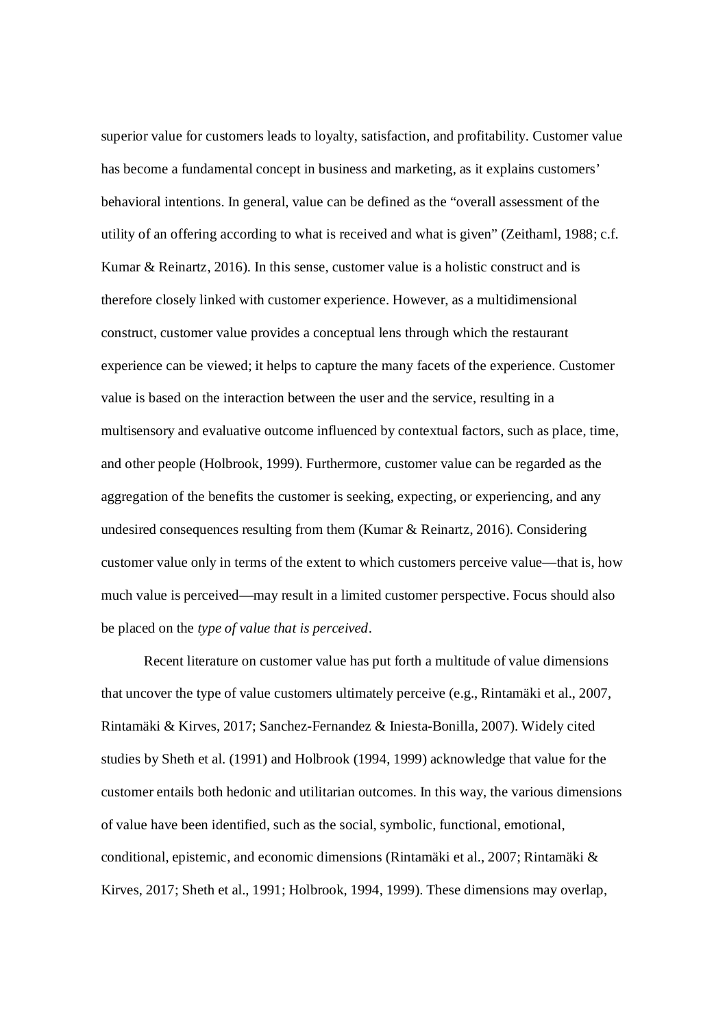superior value for customers leads to loyalty, satisfaction, and profitability. Customer value has become a fundamental concept in business and marketing, as it explains customers' behavioral intentions. In general, value can be defined as the "overall assessment of the utility of an offering according to what is received and what is given" (Zeithaml, 1988; c.f. Kumar & Reinartz, 2016). In this sense, customer value is a holistic construct and is therefore closely linked with customer experience. However, as a multidimensional construct, customer value provides a conceptual lens through which the restaurant experience can be viewed; it helps to capture the many facets of the experience. Customer value is based on the interaction between the user and the service, resulting in a multisensory and evaluative outcome influenced by contextual factors, such as place, time, and other people (Holbrook, 1999). Furthermore, customer value can be regarded as the aggregation of the benefits the customer is seeking, expecting, or experiencing, and any undesired consequences resulting from them (Kumar & Reinartz, 2016). Considering customer value only in terms of the extent to which customers perceive value—that is, how much value is perceived—may result in a limited customer perspective. Focus should also be placed on the *type of value that is perceived*.

Recent literature on customer value has put forth a multitude of value dimensions that uncover the type of value customers ultimately perceive (e.g., Rintamäki et al., 2007, Rintamäki & Kirves, 2017; Sanchez-Fernandez & Iniesta-Bonilla, 2007). Widely cited studies by Sheth et al. (1991) and Holbrook (1994, 1999) acknowledge that value for the customer entails both hedonic and utilitarian outcomes. In this way, the various dimensions of value have been identified, such as the social, symbolic, functional, emotional, conditional, epistemic, and economic dimensions (Rintamäki et al., 2007; Rintamäki & Kirves, 2017; Sheth et al., 1991; Holbrook, 1994, 1999). These dimensions may overlap,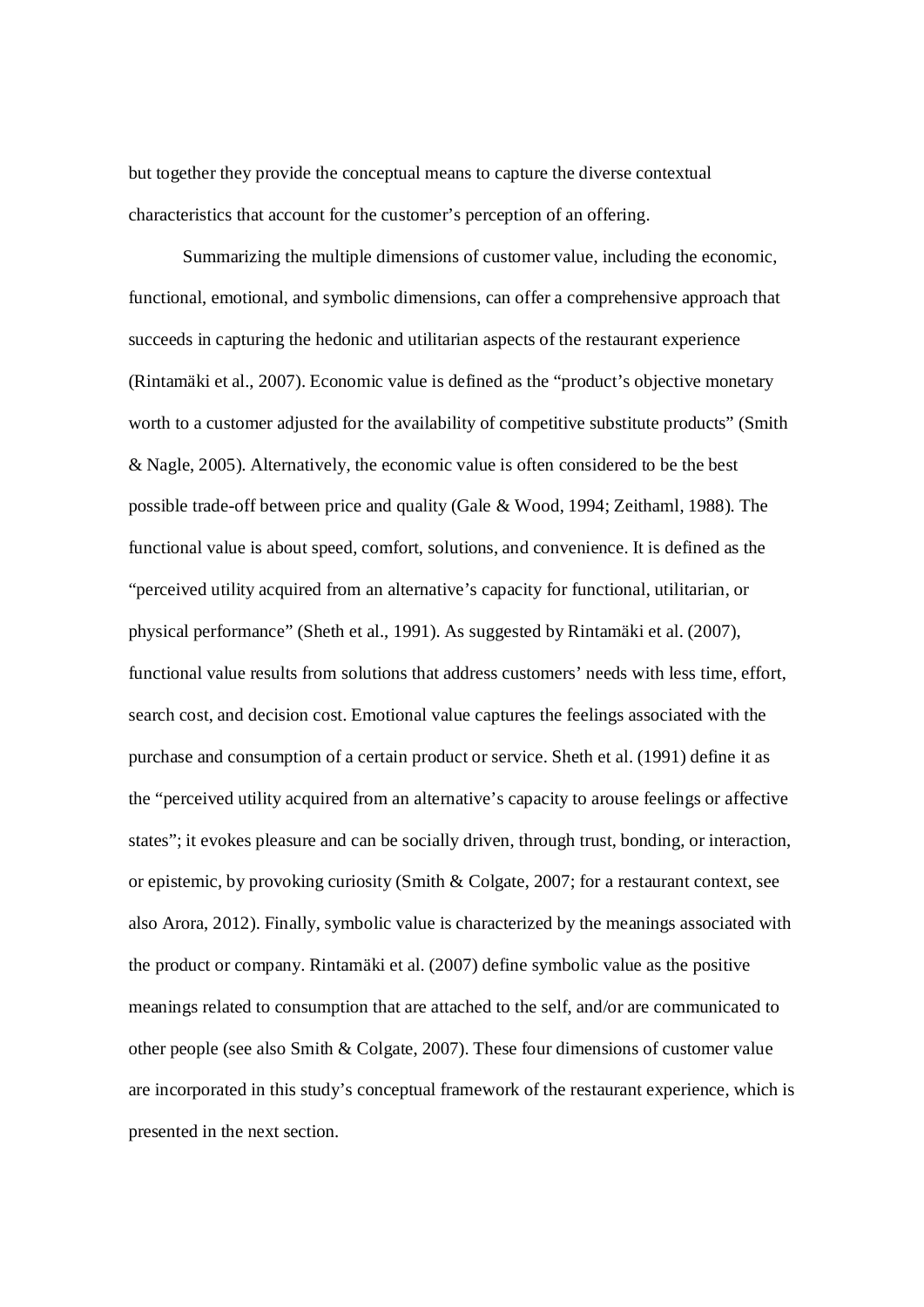but together they provide the conceptual means to capture the diverse contextual characteristics that account for the customer's perception of an offering.

Summarizing the multiple dimensions of customer value, including the economic, functional, emotional, and symbolic dimensions, can offer a comprehensive approach that succeeds in capturing the hedonic and utilitarian aspects of the restaurant experience (Rintamäki et al., 2007). Economic value is defined as the "product's objective monetary worth to a customer adjusted for the availability of competitive substitute products" (Smith & Nagle, 2005). Alternatively, the economic value is often considered to be the best possible trade-off between price and quality (Gale & Wood, 1994; Zeithaml, 1988). The functional value is about speed, comfort, solutions, and convenience. It is defined as the "perceived utility acquired from an alternative's capacity for functional, utilitarian, or physical performance" (Sheth et al., 1991). As suggested by Rintamäki et al. (2007), functional value results from solutions that address customers' needs with less time, effort, search cost, and decision cost. Emotional value captures the feelings associated with the purchase and consumption of a certain product or service. Sheth et al. (1991) define it as the "perceived utility acquired from an alternative's capacity to arouse feelings or affective states"; it evokes pleasure and can be socially driven, through trust, bonding, or interaction, or epistemic, by provoking curiosity (Smith & Colgate, 2007; for a restaurant context, see also Arora, 2012). Finally, symbolic value is characterized by the meanings associated with the product or company. Rintamäki et al. (2007) define symbolic value as the positive meanings related to consumption that are attached to the self, and/or are communicated to other people (see also Smith & Colgate, 2007). These four dimensions of customer value are incorporated in this study's conceptual framework of the restaurant experience, which is presented in the next section.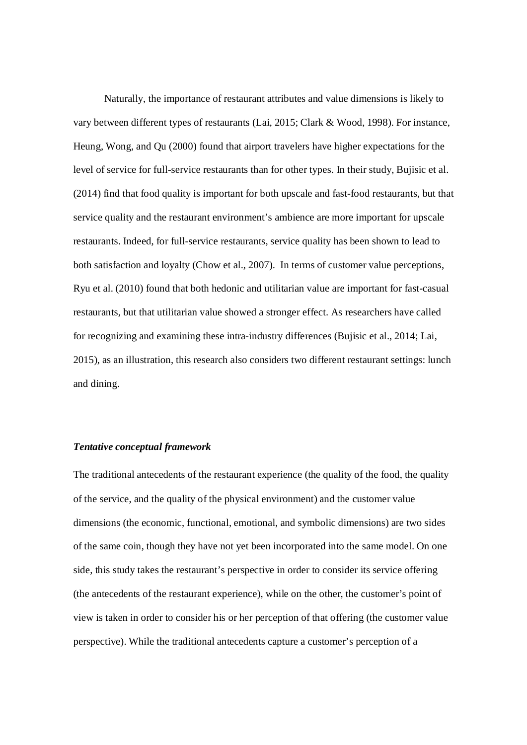Naturally, the importance of restaurant attributes and value dimensions is likely to vary between different types of restaurants (Lai, 2015; Clark & Wood, 1998). For instance, Heung, Wong, and Qu (2000) found that airport travelers have higher expectations for the level of service for full-service restaurants than for other types. In their study, Bujisic et al. (2014) find that food quality is important for both upscale and fast-food restaurants, but that service quality and the restaurant environment's ambience are more important for upscale restaurants. Indeed, for full-service restaurants, service quality has been shown to lead to both satisfaction and loyalty (Chow et al., 2007). In terms of customer value perceptions, Ryu et al. (2010) found that both hedonic and utilitarian value are important for fast-casual restaurants, but that utilitarian value showed a stronger effect. As researchers have called for recognizing and examining these intra-industry differences (Bujisic et al., 2014; Lai, 2015), as an illustration, this research also considers two different restaurant settings: lunch and dining.

***Tentative conceptual framework***

The traditional antecedents of the restaurant experience (the quality of the food, the quality of the service, and the quality of the physical environment) and the customer value dimensions (the economic, functional, emotional, and symbolic dimensions) are two sides of the same coin, though they have not yet been incorporated into the same model. On one side, this study takes the restaurant's perspective in order to consider its service offering (the antecedents of the restaurant experience), while on the other, the customer's point of view is taken in order to consider his or her perception of that offering (the customer value perspective). While the traditional antecedents capture a customer's perception of a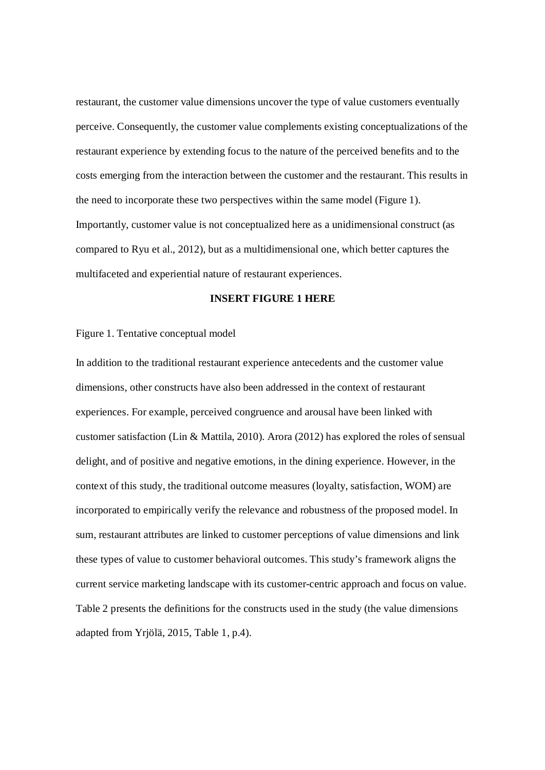restaurant, the customer value dimensions uncover the type of value customers eventually perceive. Consequently, the customer value complements existing conceptualizations of the restaurant experience by extending focus to the nature of the perceived benefits and to the costs emerging from the interaction between the customer and the restaurant. This results in the need to incorporate these two perspectives within the same model (Figure 1). Importantly, customer value is not conceptualized here as a unidimensional construct (as compared to Ryu et al., 2012), but as a multidimensional one, which better captures the multifaceted and experiential nature of restaurant experiences.

**INSERT FIGURE 1 HERE**

Figure 1. Tentative conceptual model

In addition to the traditional restaurant experience antecedents and the customer value dimensions, other constructs have also been addressed in the context of restaurant experiences. For example, perceived congruence and arousal have been linked with customer satisfaction (Lin & Mattila, 2010). Arora (2012) has explored the roles of sensual delight, and of positive and negative emotions, in the dining experience. However, in the context of this study, the traditional outcome measures (loyalty, satisfaction, WOM) are incorporated to empirically verify the relevance and robustness of the proposed model. In sum, restaurant attributes are linked to customer perceptions of value dimensions and link these types of value to customer behavioral outcomes. This study's framework aligns the current service marketing landscape with its customer-centric approach and focus on value. Table 2 presents the definitions for the constructs used in the study (the value dimensions adapted from Yrjölä, 2015, Table 1, p.4).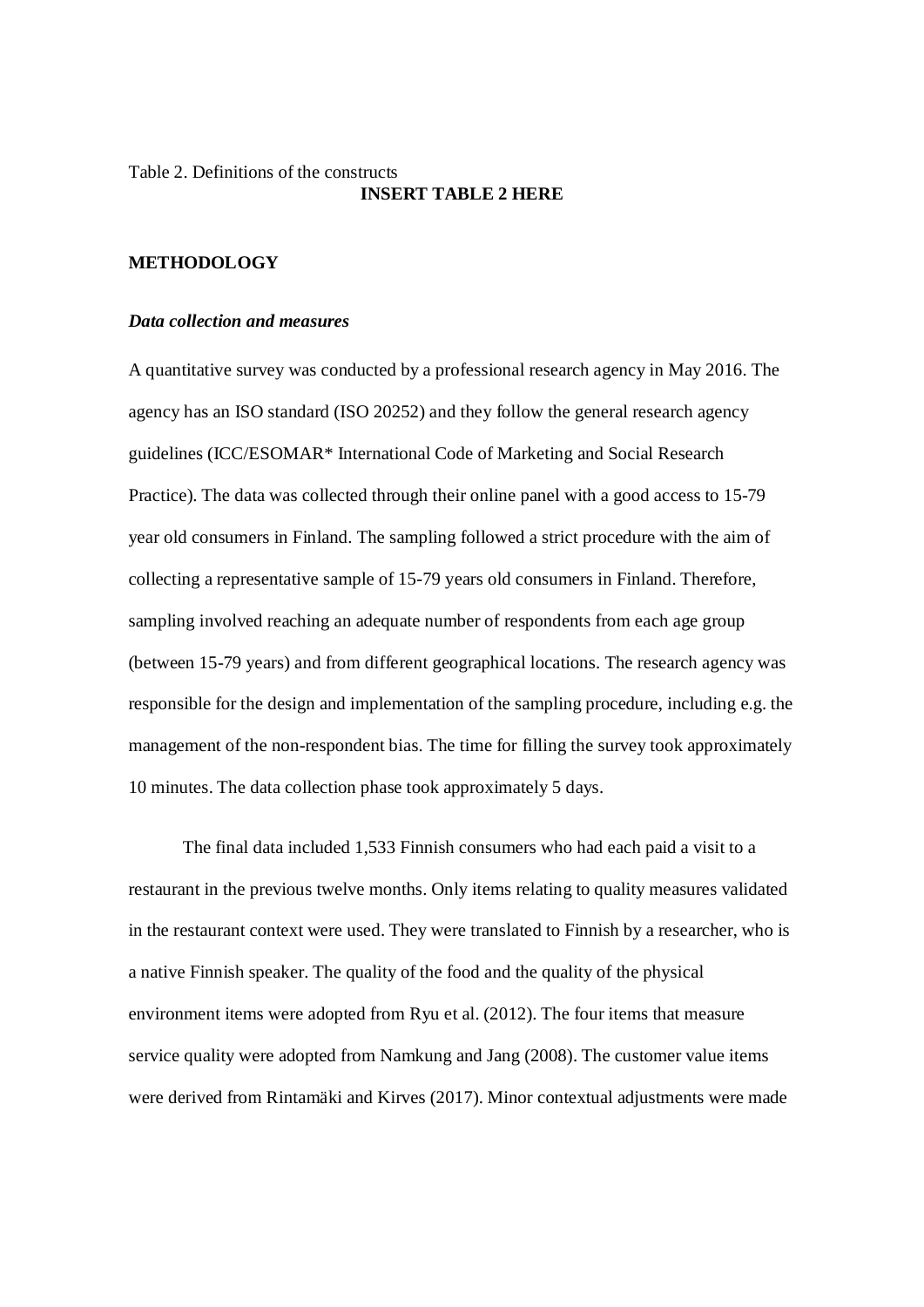Table 2. Definitions of the constructs

**INSERT TABLE 2 HERE**

## METHODOLOGY

### *Data collection and measures*

A quantitative survey was conducted by a professional research agency in May 2016. The agency has an ISO standard (ISO 20252) and they follow the general research agency guidelines (ICC/ESOMAR* International Code of Marketing and Social Research Practice). The data was collected through their online panel with a good access to 15-79 year old consumers in Finland. The sampling followed a strict procedure with the aim of collecting a representative sample of 15-79 years old consumers in Finland. Therefore, sampling involved reaching an adequate number of respondents from each age group (between 15-79 years) and from different geographical locations. The research agency was responsible for the design and implementation of the sampling procedure, including e.g. the management of the non-respondent bias. The time for filling the survey took approximately 10 minutes. The data collection phase took approximately 5 days.

The final data included 1,533 Finnish consumers who had each paid a visit to a restaurant in the previous twelve months. Only items relating to quality measures validated in the restaurant context were used. They were translated to Finnish by a researcher, who is a native Finnish speaker. The quality of the food and the quality of the physical environment items were adopted from Ryu et al. (2012). The four items that measure service quality were adopted from Namkung and Jang (2008). The customer value items were derived from Rintamäki and Kirves (2017). Minor contextual adjustments were made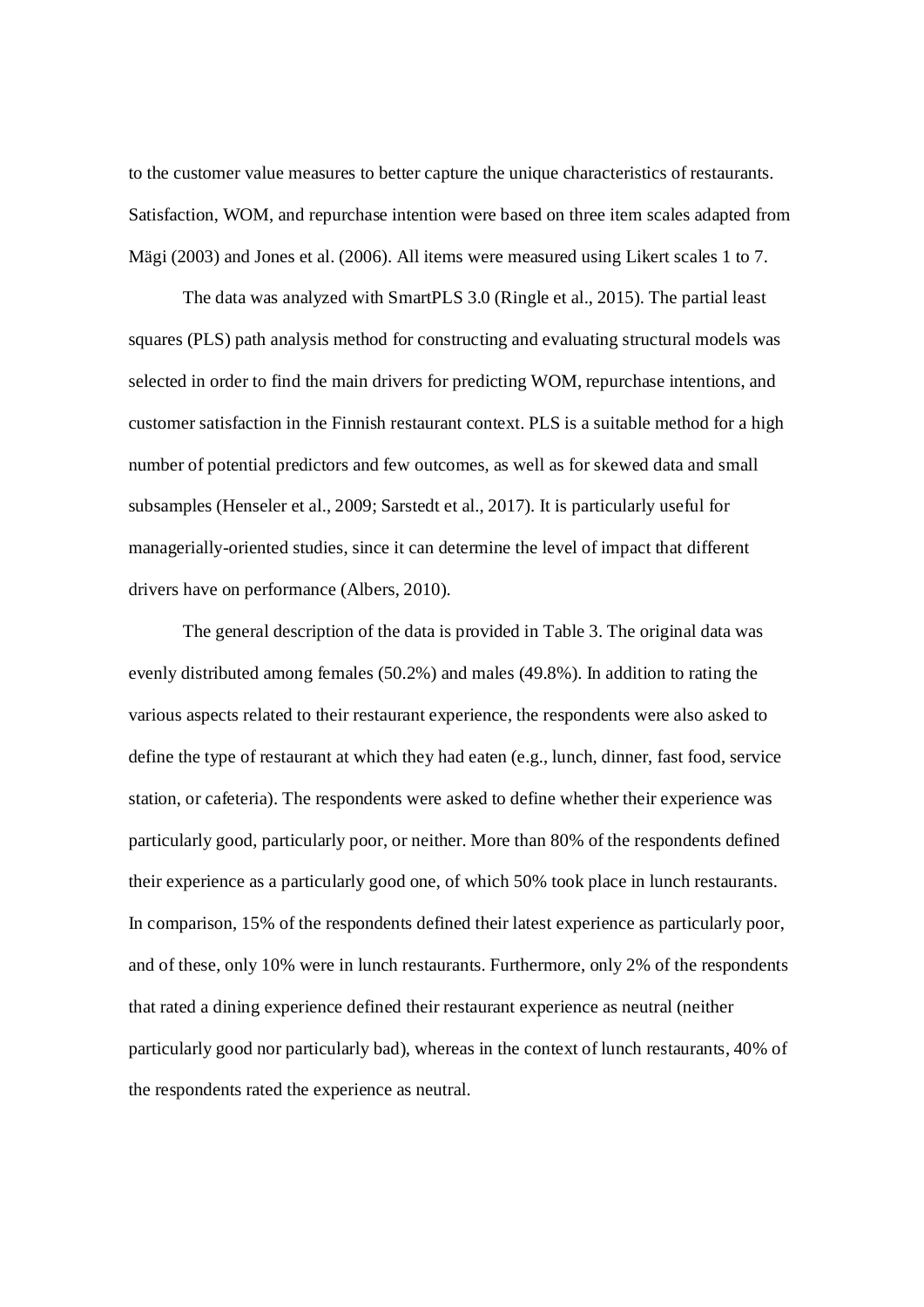to the customer value measures to better capture the unique characteristics of restaurants. Satisfaction, WOM, and repurchase intention were based on three item scales adapted from Mägi (2003) and Jones et al. (2006). All items were measured using Likert scales 1 to 7.

The data was analyzed with SmartPLS 3.0 (Ringle et al., 2015). The partial least squares (PLS) path analysis method for constructing and evaluating structural models was selected in order to find the main drivers for predicting WOM, repurchase intentions, and customer satisfaction in the Finnish restaurant context. PLS is a suitable method for a high number of potential predictors and few outcomes, as well as for skewed data and small subsamples (Henseler et al., 2009; Sarstedt et al., 2017). It is particularly useful for managerially-oriented studies, since it can determine the level of impact that different drivers have on performance (Albers, 2010).

The general description of the data is provided in Table 3. The original data was evenly distributed among females (50.2%) and males (49.8%). In addition to rating the various aspects related to their restaurant experience, the respondents were also asked to define the type of restaurant at which they had eaten (e.g., lunch, dinner, fast food, service station, or cafeteria). The respondents were asked to define whether their experience was particularly good, particularly poor, or neither. More than 80% of the respondents defined their experience as a particularly good one, of which 50% took place in lunch restaurants. In comparison, 15% of the respondents defined their latest experience as particularly poor, and of these, only 10% were in lunch restaurants. Furthermore, only 2% of the respondents that rated a dining experience defined their restaurant experience as neutral (neither particularly good nor particularly bad), whereas in the context of lunch restaurants, 40% of the respondents rated the experience as neutral.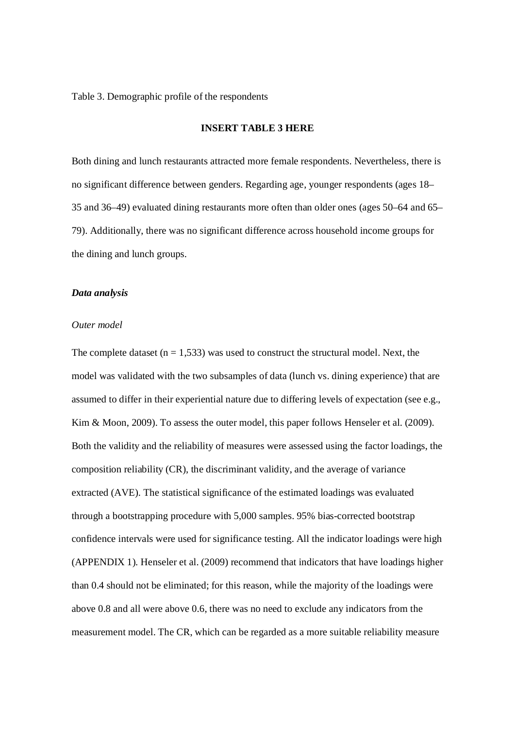Table 3. Demographic profile of the respondents

**INSERT TABLE 3 HERE**

Both dining and lunch restaurants attracted more female respondents. Nevertheless, there is no significant difference between genders. Regarding age, younger respondents (ages 18–35 and 36–49) evaluated dining restaurants more often than older ones (ages 50–64 and 65–79). Additionally, there was no significant difference across household income groups for the dining and lunch groups.

***Data analysis***

*Outer model*

The complete dataset (n = 1,533) was used to construct the structural model. Next, the model was validated with the two subsamples of data (lunch vs. dining experience) that are assumed to differ in their experiential nature due to differing levels of expectation (see e.g., Kim & Moon, 2009). To assess the outer model, this paper follows Henseler et al. (2009). Both the validity and the reliability of measures were assessed using the factor loadings, the composition reliability (CR), the discriminant validity, and the average of variance extracted (AVE). The statistical significance of the estimated loadings was evaluated through a bootstrapping procedure with 5,000 samples. 95% bias-corrected bootstrap confidence intervals were used for significance testing. All the indicator loadings were high (APPENDIX 1). Henseler et al. (2009) recommend that indicators that have loadings higher than 0.4 should not be eliminated; for this reason, while the majority of the loadings were above 0.8 and all were above 0.6, there was no need to exclude any indicators from the measurement model. The CR, which can be regarded as a more suitable reliability measure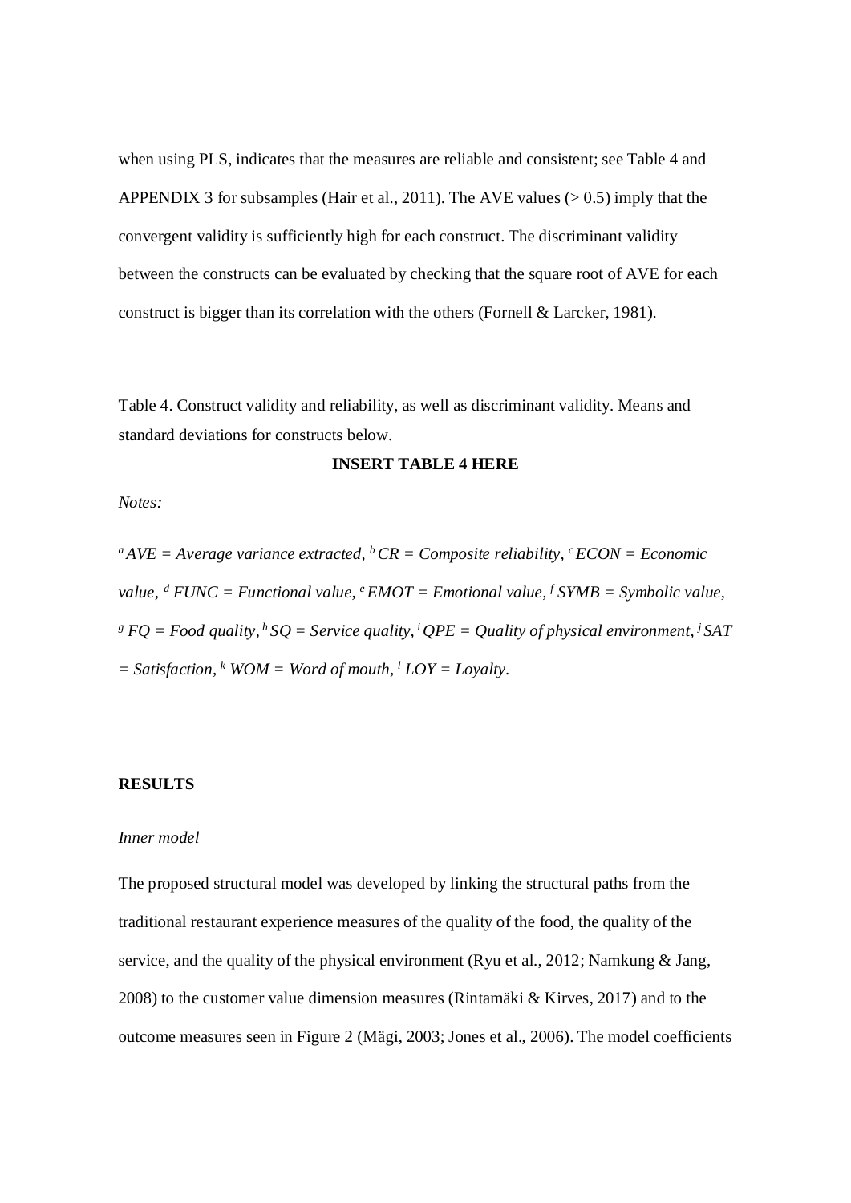when using PLS, indicates that the measures are reliable and consistent; see Table 4 and APPENDIX 3 for subsamples (Hair et al., 2011). The AVE values (> 0.5) imply that the convergent validity is sufficiently high for each construct. The discriminant validity between the constructs can be evaluated by checking that the square root of AVE for each construct is bigger than its correlation with the others (Fornell & Larcker, 1981).

Table 4. Construct validity and reliability, as well as discriminant validity. Means and standard deviations for constructs below.

**INSERT TABLE 4 HERE**

*Notes:*

*[a] AVE = Average variance extracted, [b] CR = Composite reliability, [c] ECON = Economic value, [d] FUNC = Functional value, [e] EMOT = Emotional value, [f] SYMB = Symbolic value, [g] FQ = Food quality, [h] SQ = Service quality, [i] QPE = Quality of physical environment, [j] SAT = Satisfaction, [k] WOM = Word of mouth, [l] LOY = Loyalty.*

## RESULTS

### *Inner model*

The proposed structural model was developed by linking the structural paths from the traditional restaurant experience measures of the quality of the food, the quality of the service, and the quality of the physical environment (Ryu et al., 2012; Namkung & Jang, 2008) to the customer value dimension measures (Rintamäki & Kirves, 2017) and to the outcome measures seen in Figure 2 (Mägi, 2003; Jones et al., 2006). The model coefficients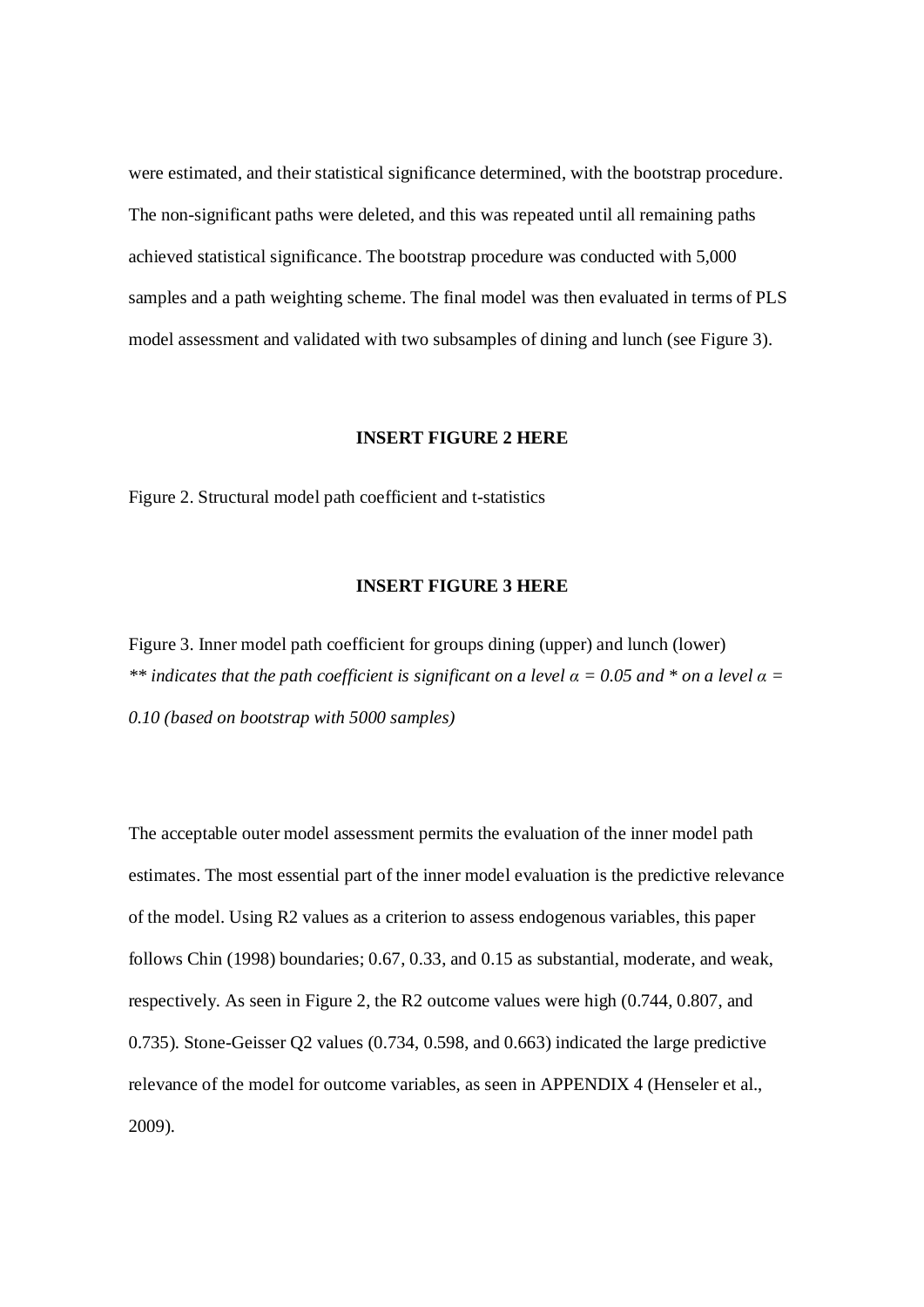were estimated, and their statistical significance determined, with the bootstrap procedure. The non-significant paths were deleted, and this was repeated until all remaining paths achieved statistical significance. The bootstrap procedure was conducted with 5,000 samples and a path weighting scheme. The final model was then evaluated in terms of PLS model assessment and validated with two subsamples of dining and lunch (see Figure 3).

**INSERT FIGURE 2 HERE**

Figure 2. Structural model path coefficient and t-statistics

**INSERT FIGURE 3 HERE**

Figure 3. Inner model path coefficient for groups dining (upper) and lunch (lower)
*** indicates that the path coefficient is significant on a level $\alpha = 0.05$ and * on a level $\alpha = 0.10$ (based on bootstrap with 5000 samples)*

The acceptable outer model assessment permits the evaluation of the inner model path estimates. The most essential part of the inner model evaluation is the predictive relevance of the model. Using R2 values as a criterion to assess endogenous variables, this paper follows Chin (1998) boundaries; 0.67, 0.33, and 0.15 as substantial, moderate, and weak, respectively. As seen in Figure 2, the R2 outcome values were high (0.744, 0.807, and 0.735). Stone-Geisser Q2 values (0.734, 0.598, and 0.663) indicated the large predictive relevance of the model for outcome variables, as seen in APPENDIX 4 (Henseler et al., 2009).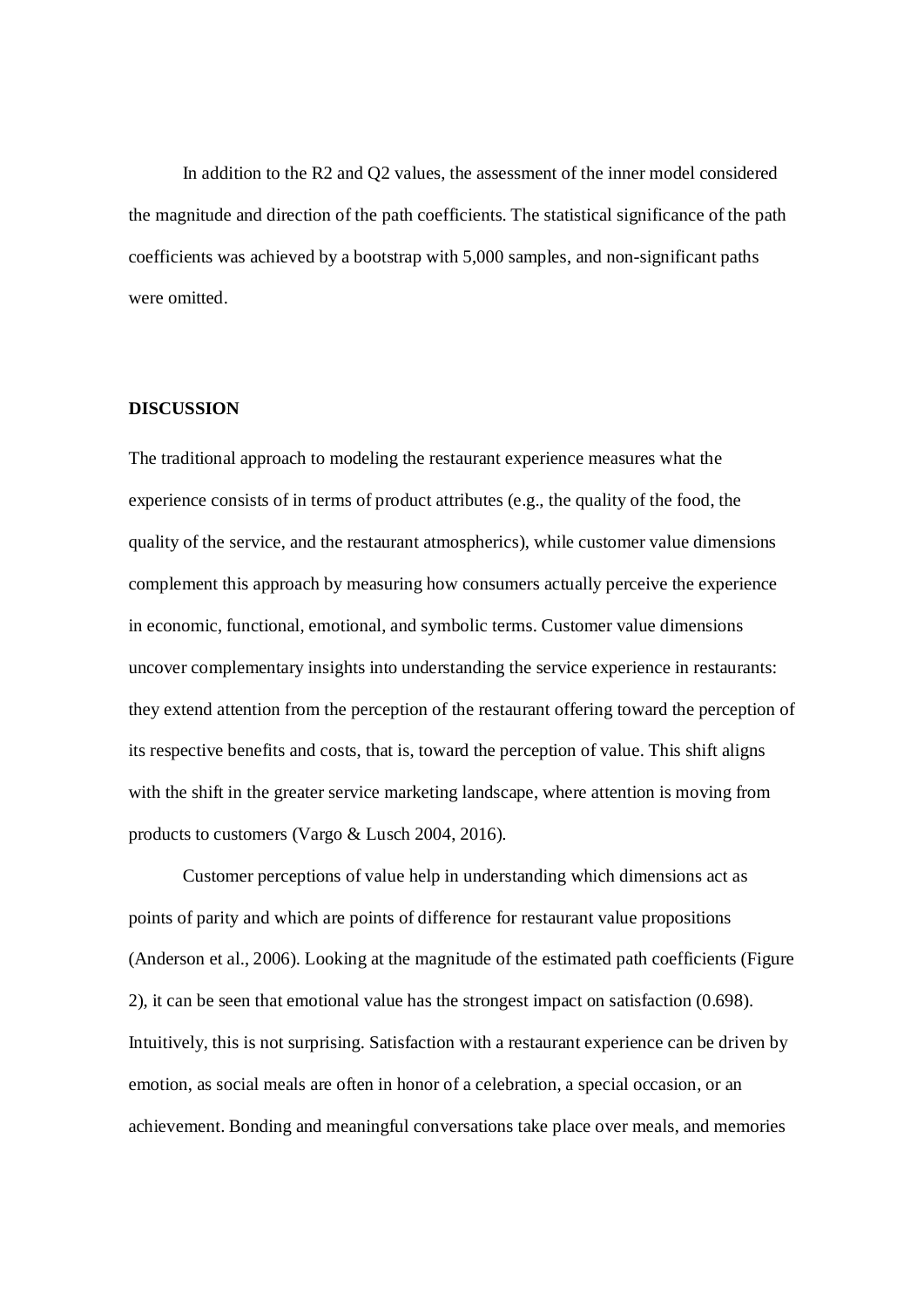In addition to the R2 and Q2 values, the assessment of the inner model considered the magnitude and direction of the path coefficients. The statistical significance of the path coefficients was achieved by a bootstrap with 5,000 samples, and non-significant paths were omitted.

## DISCUSSION

The traditional approach to modeling the restaurant experience measures what the experience consists of in terms of product attributes (e.g., the quality of the food, the quality of the service, and the restaurant atmospherics), while customer value dimensions complement this approach by measuring how consumers actually perceive the experience in economic, functional, emotional, and symbolic terms. Customer value dimensions uncover complementary insights into understanding the service experience in restaurants: they extend attention from the perception of the restaurant offering toward the perception of its respective benefits and costs, that is, toward the perception of value. This shift aligns with the shift in the greater service marketing landscape, where attention is moving from products to customers (Vargo & Lusch 2004, 2016).

Customer perceptions of value help in understanding which dimensions act as points of parity and which are points of difference for restaurant value propositions (Anderson et al., 2006). Looking at the magnitude of the estimated path coefficients (Figure 2), it can be seen that emotional value has the strongest impact on satisfaction (0.698). Intuitively, this is not surprising. Satisfaction with a restaurant experience can be driven by emotion, as social meals are often in honor of a celebration, a special occasion, or an achievement. Bonding and meaningful conversations take place over meals, and memories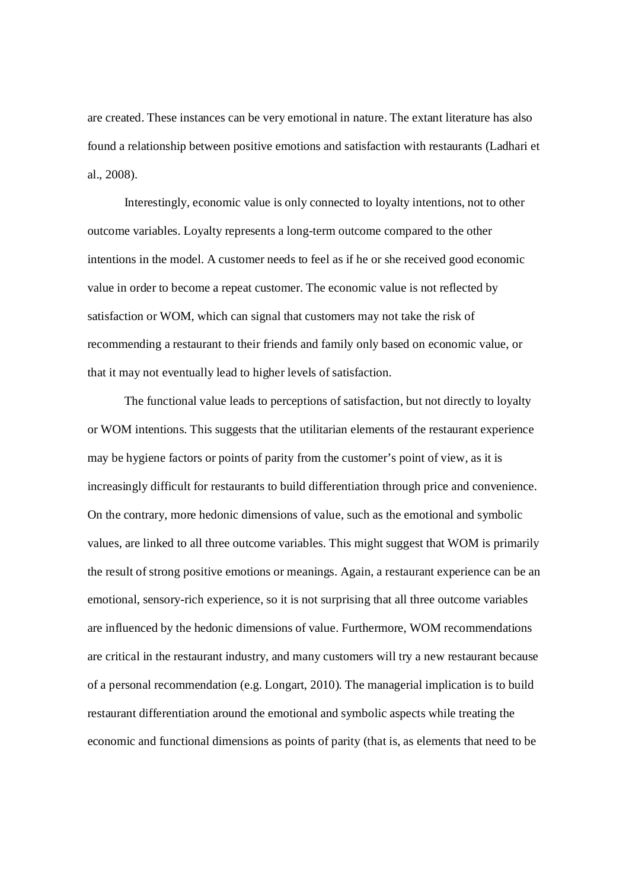are created. These instances can be very emotional in nature. The extant literature has also found a relationship between positive emotions and satisfaction with restaurants (Ladhari et al., 2008).

Interestingly, economic value is only connected to loyalty intentions, not to other outcome variables. Loyalty represents a long-term outcome compared to the other intentions in the model. A customer needs to feel as if he or she received good economic value in order to become a repeat customer. The economic value is not reflected by satisfaction or WOM, which can signal that customers may not take the risk of recommending a restaurant to their friends and family only based on economic value, or that it may not eventually lead to higher levels of satisfaction.

The functional value leads to perceptions of satisfaction, but not directly to loyalty or WOM intentions. This suggests that the utilitarian elements of the restaurant experience may be hygiene factors or points of parity from the customer's point of view, as it is increasingly difficult for restaurants to build differentiation through price and convenience. On the contrary, more hedonic dimensions of value, such as the emotional and symbolic values, are linked to all three outcome variables. This might suggest that WOM is primarily the result of strong positive emotions or meanings. Again, a restaurant experience can be an emotional, sensory-rich experience, so it is not surprising that all three outcome variables are influenced by the hedonic dimensions of value. Furthermore, WOM recommendations are critical in the restaurant industry, and many customers will try a new restaurant because of a personal recommendation (e.g. Longart, 2010). The managerial implication is to build restaurant differentiation around the emotional and symbolic aspects while treating the economic and functional dimensions as points of parity (that is, as elements that need to be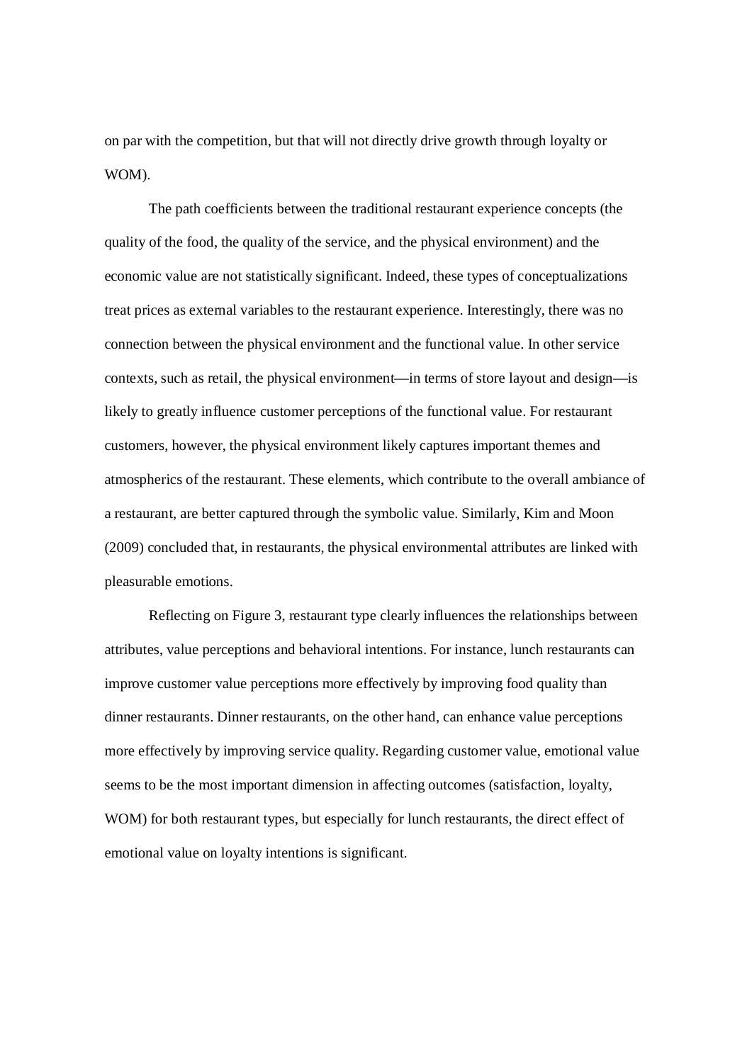on par with the competition, but that will not directly drive growth through loyalty or WOM).

The path coefficients between the traditional restaurant experience concepts (the quality of the food, the quality of the service, and the physical environment) and the economic value are not statistically significant. Indeed, these types of conceptualizations treat prices as external variables to the restaurant experience. Interestingly, there was no connection between the physical environment and the functional value. In other service contexts, such as retail, the physical environment—in terms of store layout and design—is likely to greatly influence customer perceptions of the functional value. For restaurant customers, however, the physical environment likely captures important themes and atmospherics of the restaurant. These elements, which contribute to the overall ambiance of a restaurant, are better captured through the symbolic value. Similarly, Kim and Moon (2009) concluded that, in restaurants, the physical environmental attributes are linked with pleasurable emotions.

Reflecting on Figure 3, restaurant type clearly influences the relationships between attributes, value perceptions and behavioral intentions. For instance, lunch restaurants can improve customer value perceptions more effectively by improving food quality than dinner restaurants. Dinner restaurants, on the other hand, can enhance value perceptions more effectively by improving service quality. Regarding customer value, emotional value seems to be the most important dimension in affecting outcomes (satisfaction, loyalty, WOM) for both restaurant types, but especially for lunch restaurants, the direct effect of emotional value on loyalty intentions is significant.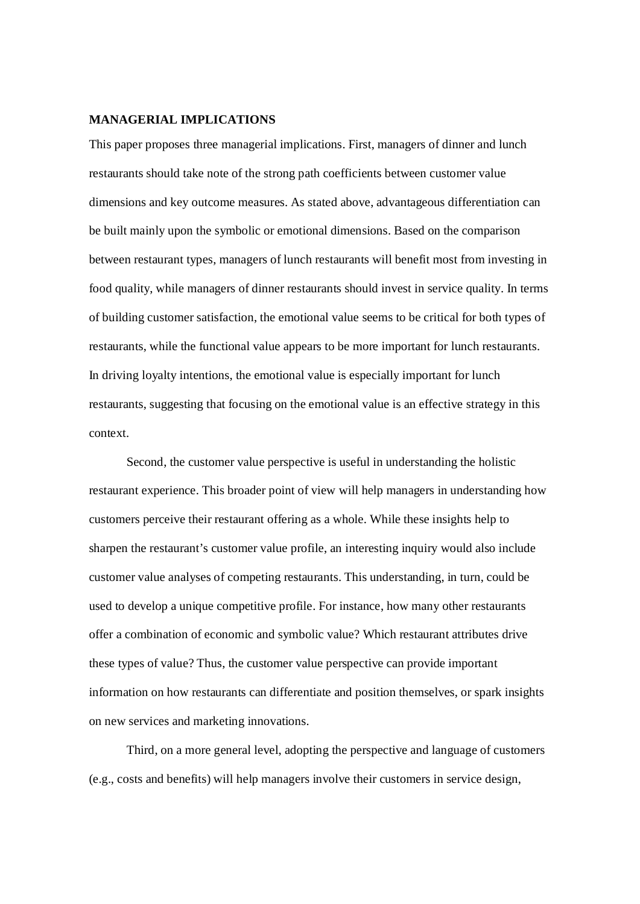## MANAGERIAL IMPLICATIONS

This paper proposes three managerial implications. First, managers of dinner and lunch restaurants should take note of the strong path coefficients between customer value dimensions and key outcome measures. As stated above, advantageous differentiation can be built mainly upon the symbolic or emotional dimensions. Based on the comparison between restaurant types, managers of lunch restaurants will benefit most from investing in food quality, while managers of dinner restaurants should invest in service quality. In terms of building customer satisfaction, the emotional value seems to be critical for both types of restaurants, while the functional value appears to be more important for lunch restaurants. In driving loyalty intentions, the emotional value is especially important for lunch restaurants, suggesting that focusing on the emotional value is an effective strategy in this context.

Second, the customer value perspective is useful in understanding the holistic restaurant experience. This broader point of view will help managers in understanding how customers perceive their restaurant offering as a whole. While these insights help to sharpen the restaurant's customer value profile, an interesting inquiry would also include customer value analyses of competing restaurants. This understanding, in turn, could be used to develop a unique competitive profile. For instance, how many other restaurants offer a combination of economic and symbolic value? Which restaurant attributes drive these types of value? Thus, the customer value perspective can provide important information on how restaurants can differentiate and position themselves, or spark insights on new services and marketing innovations.

Third, on a more general level, adopting the perspective and language of customers (e.g., costs and benefits) will help managers involve their customers in service design,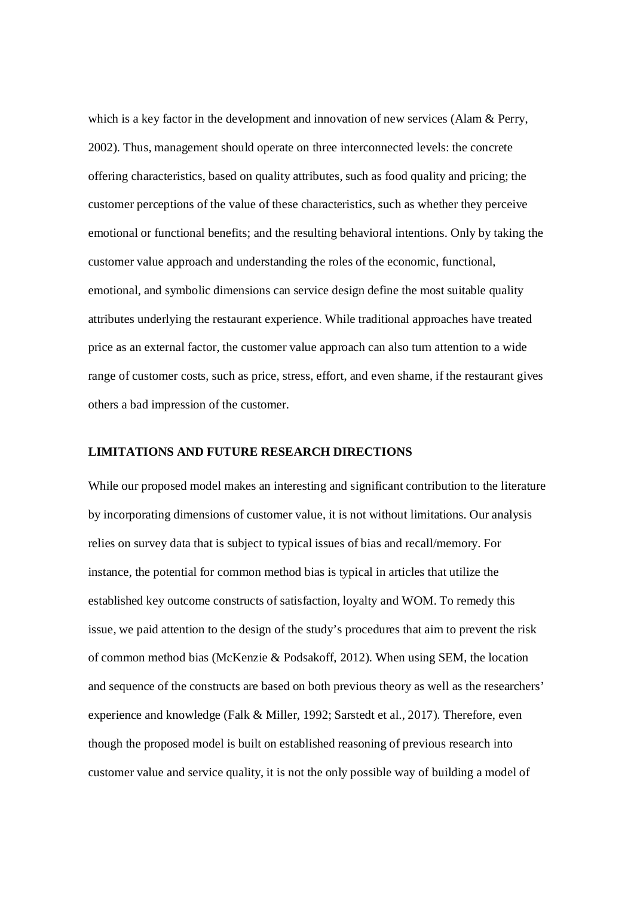which is a key factor in the development and innovation of new services (Alam & Perry, 2002). Thus, management should operate on three interconnected levels: the concrete offering characteristics, based on quality attributes, such as food quality and pricing; the customer perceptions of the value of these characteristics, such as whether they perceive emotional or functional benefits; and the resulting behavioral intentions. Only by taking the customer value approach and understanding the roles of the economic, functional, emotional, and symbolic dimensions can service design define the most suitable quality attributes underlying the restaurant experience. While traditional approaches have treated price as an external factor, the customer value approach can also turn attention to a wide range of customer costs, such as price, stress, effort, and even shame, if the restaurant gives others a bad impression of the customer.

## LIMITATIONS AND FUTURE RESEARCH DIRECTIONS

While our proposed model makes an interesting and significant contribution to the literature by incorporating dimensions of customer value, it is not without limitations. Our analysis relies on survey data that is subject to typical issues of bias and recall/memory. For instance, the potential for common method bias is typical in articles that utilize the established key outcome constructs of satisfaction, loyalty and WOM. To remedy this issue, we paid attention to the design of the study's procedures that aim to prevent the risk of common method bias (McKenzie & Podsakoff, 2012). When using SEM, the location and sequence of the constructs are based on both previous theory as well as the researchers' experience and knowledge (Falk & Miller, 1992; Sarstedt et al., 2017). Therefore, even though the proposed model is built on established reasoning of previous research into customer value and service quality, it is not the only possible way of building a model of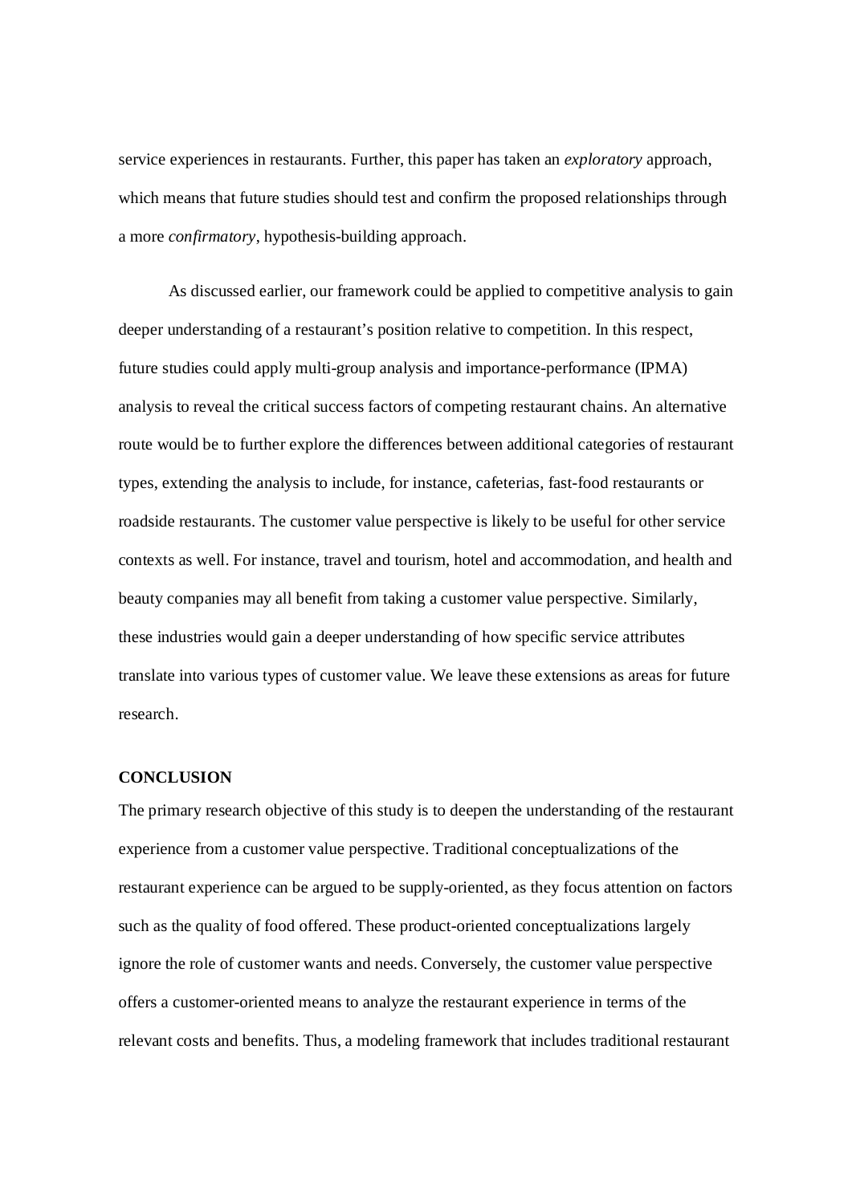service experiences in restaurants. Further, this paper has taken an *exploratory* approach, which means that future studies should test and confirm the proposed relationships through a more *confirmatory*, hypothesis-building approach.

As discussed earlier, our framework could be applied to competitive analysis to gain deeper understanding of a restaurant's position relative to competition. In this respect, future studies could apply multi-group analysis and importance-performance (IPMA) analysis to reveal the critical success factors of competing restaurant chains. An alternative route would be to further explore the differences between additional categories of restaurant types, extending the analysis to include, for instance, cafeterias, fast-food restaurants or roadside restaurants. The customer value perspective is likely to be useful for other service contexts as well. For instance, travel and tourism, hotel and accommodation, and health and beauty companies may all benefit from taking a customer value perspective. Similarly, these industries would gain a deeper understanding of how specific service attributes translate into various types of customer value. We leave these extensions as areas for future research.

## CONCLUSION

The primary research objective of this study is to deepen the understanding of the restaurant experience from a customer value perspective. Traditional conceptualizations of the restaurant experience can be argued to be supply-oriented, as they focus attention on factors such as the quality of food offered. These product-oriented conceptualizations largely ignore the role of customer wants and needs. Conversely, the customer value perspective offers a customer-oriented means to analyze the restaurant experience in terms of the relevant costs and benefits. Thus, a modeling framework that includes traditional restaurant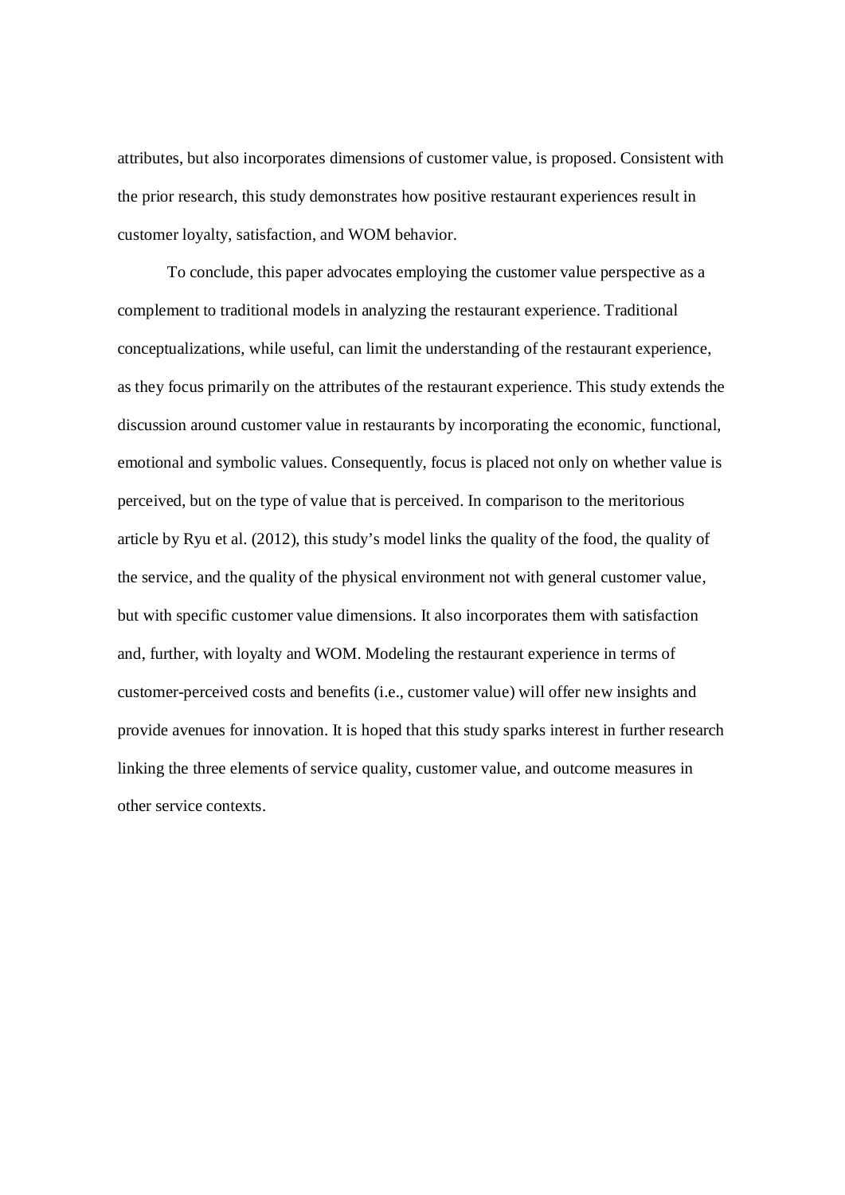attributes, but also incorporates dimensions of customer value, is proposed. Consistent with the prior research, this study demonstrates how positive restaurant experiences result in customer loyalty, satisfaction, and WOM behavior.

To conclude, this paper advocates employing the customer value perspective as a complement to traditional models in analyzing the restaurant experience. Traditional conceptualizations, while useful, can limit the understanding of the restaurant experience, as they focus primarily on the attributes of the restaurant experience. This study extends the discussion around customer value in restaurants by incorporating the economic, functional, emotional and symbolic values. Consequently, focus is placed not only on whether value is perceived, but on the type of value that is perceived. In comparison to the meritorious article by Ryu et al. (2012), this study's model links the quality of the food, the quality of the service, and the quality of the physical environment not with general customer value, but with specific customer value dimensions. It also incorporates them with satisfaction and, further, with loyalty and WOM. Modeling the restaurant experience in terms of customer-perceived costs and benefits (i.e., customer value) will offer new insights and provide avenues for innovation. It is hoped that this study sparks interest in further research linking the three elements of service quality, customer value, and outcome measures in other service contexts.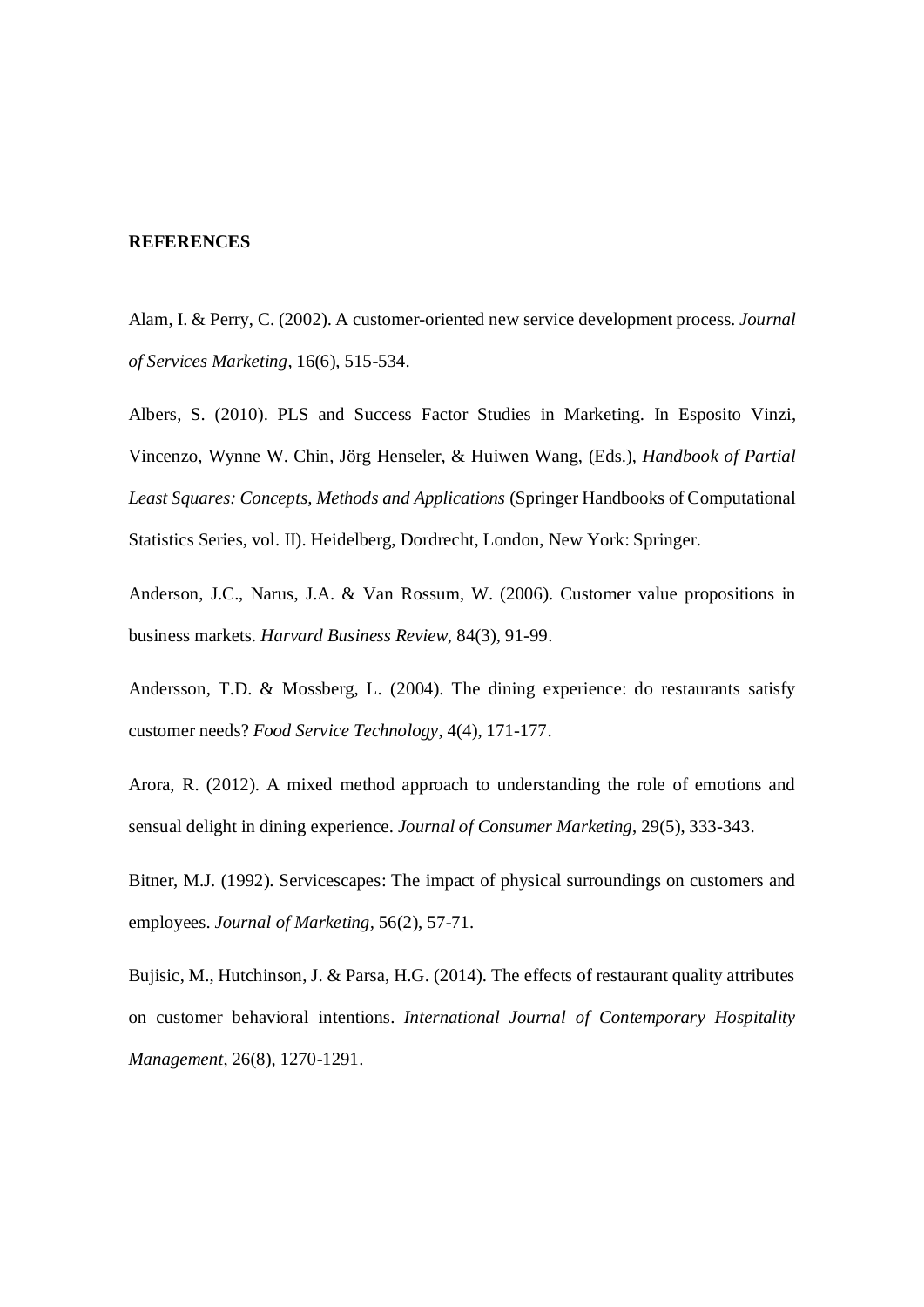**REFERENCES**

Alam, I. & Perry, C. (2002). A customer-oriented new service development process. *Journal of Services Marketing*, 16(6), 515-534.

Albers, S. (2010). PLS and Success Factor Studies in Marketing. In Esposito Vinzi, Vincenzo, Wynne W. Chin, Jörg Henseler, & Huiwen Wang, (Eds.), *Handbook of Partial Least Squares: Concepts, Methods and Applications* (Springer Handbooks of Computational Statistics Series, vol. II). Heidelberg, Dordrecht, London, New York: Springer.

Anderson, J.C., Narus, J.A. & Van Rossum, W. (2006). Customer value propositions in business markets. *Harvard Business Review*, 84(3), 91-99.

Andersson, T.D. & Mossberg, L. (2004). The dining experience: do restaurants satisfy customer needs? *Food Service Technology*, 4(4), 171-177.

Arora, R. (2012). A mixed method approach to understanding the role of emotions and sensual delight in dining experience. *Journal of Consumer Marketing*, 29(5), 333-343.

Bitner, M.J. (1992). Servicescapes: The impact of physical surroundings on customers and employees. *Journal of Marketing*, 56(2), 57-71.

Bujisic, M., Hutchinson, J. & Parsa, H.G. (2014). The effects of restaurant quality attributes on customer behavioral intentions. *International Journal of Contemporary Hospitality Management*, 26(8), 1270-1291.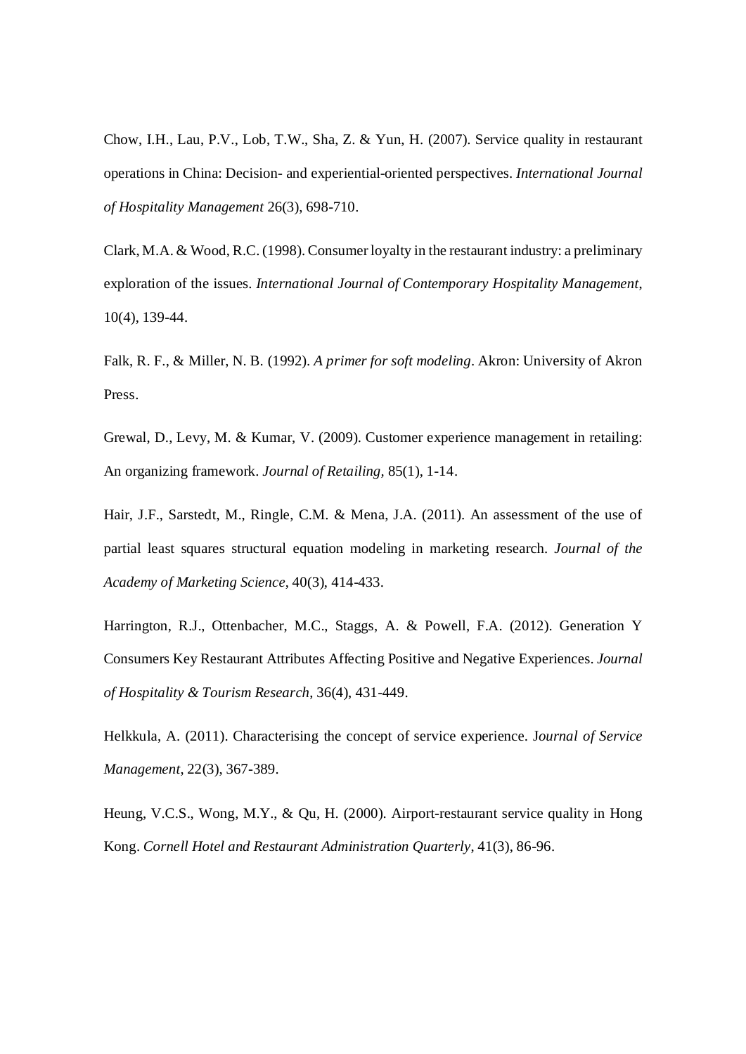Chow, I.H., Lau, P.V., Lob, T.W., Sha, Z. & Yun, H. (2007). Service quality in restaurant operations in China: Decision- and experiential-oriented perspectives. *International Journal of Hospitality Management* 26(3), 698-710.

Clark, M.A. & Wood, R.C. (1998). Consumer loyalty in the restaurant industry: a preliminary exploration of the issues. *International Journal of Contemporary Hospitality Management*, 10(4), 139-44.

Falk, R. F., & Miller, N. B. (1992). *A primer for soft modeling*. Akron: University of Akron Press.

Grewal, D., Levy, M. & Kumar, V. (2009). Customer experience management in retailing: An organizing framework. *Journal of Retailing*, 85(1), 1-14.

Hair, J.F., Sarstedt, M., Ringle, C.M. & Mena, J.A. (2011). An assessment of the use of partial least squares structural equation modeling in marketing research. *Journal of the Academy of Marketing Science*, 40(3), 414-433.

Harrington, R.J., Ottenbacher, M.C., Staggs, A. & Powell, F.A. (2012). Generation Y Consumers Key Restaurant Attributes Affecting Positive and Negative Experiences. *Journal of Hospitality & Tourism Research*, 36(4), 431-449.

Helkkula, A. (2011). Characterising the concept of service experience. J*ournal of Service Management*, 22(3), 367-389.

Heung, V.C.S., Wong, M.Y., & Qu, H. (2000). Airport-restaurant service quality in Hong Kong. *Cornell Hotel and Restaurant Administration Quarterly*, 41(3), 86-96.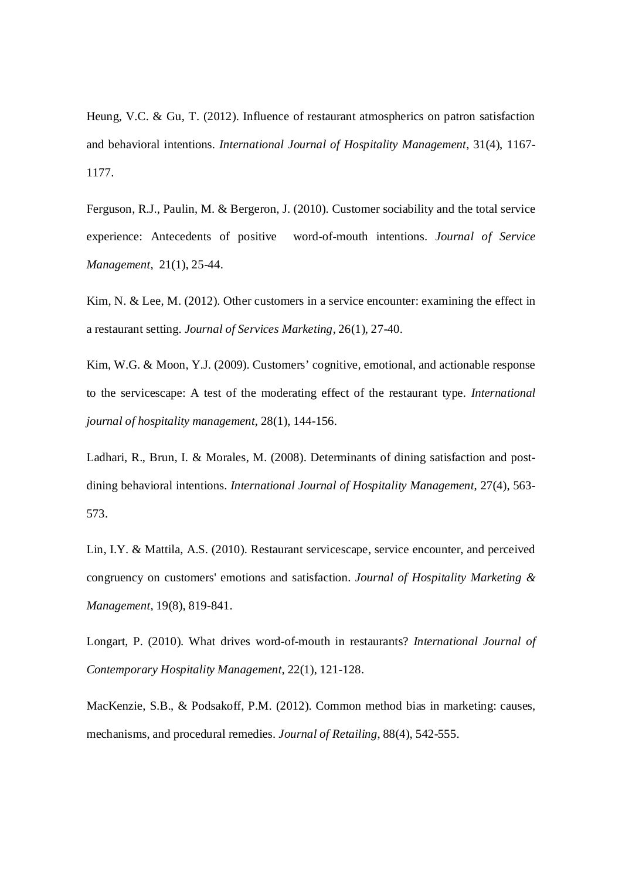Heung, V.C. & Gu, T. (2012). Influence of restaurant atmospherics on patron satisfaction and behavioral intentions. *International Journal of Hospitality Management*, 31(4), 1167-1177.

Ferguson, R.J., Paulin, M. & Bergeron, J. (2010). Customer sociability and the total service experience: Antecedents of positive word-of-mouth intentions. *Journal of Service Management*, 21(1), 25-44.

Kim, N. & Lee, M. (2012). Other customers in a service encounter: examining the effect in a restaurant setting. *Journal of Services Marketing*, 26(1), 27-40.

Kim, W.G. & Moon, Y.J. (2009). Customers' cognitive, emotional, and actionable response to the servicescape: A test of the moderating effect of the restaurant type. *International journal of hospitality management*, 28(1), 144-156.

Ladhari, R., Brun, I. & Morales, M. (2008). Determinants of dining satisfaction and post-dining behavioral intentions. *International Journal of Hospitality Management*, 27(4), 563-573.

Lin, I.Y. & Mattila, A.S. (2010). Restaurant servicescape, service encounter, and perceived congruency on customers' emotions and satisfaction. *Journal of Hospitality Marketing & Management*, 19(8), 819-841.

Longart, P. (2010). What drives word-of-mouth in restaurants? *International Journal of Contemporary Hospitality Management*, 22(1), 121-128.

MacKenzie, S.B., & Podsakoff, P.M. (2012). Common method bias in marketing: causes, mechanisms, and procedural remedies. *Journal of Retailing*, 88(4), 542-555.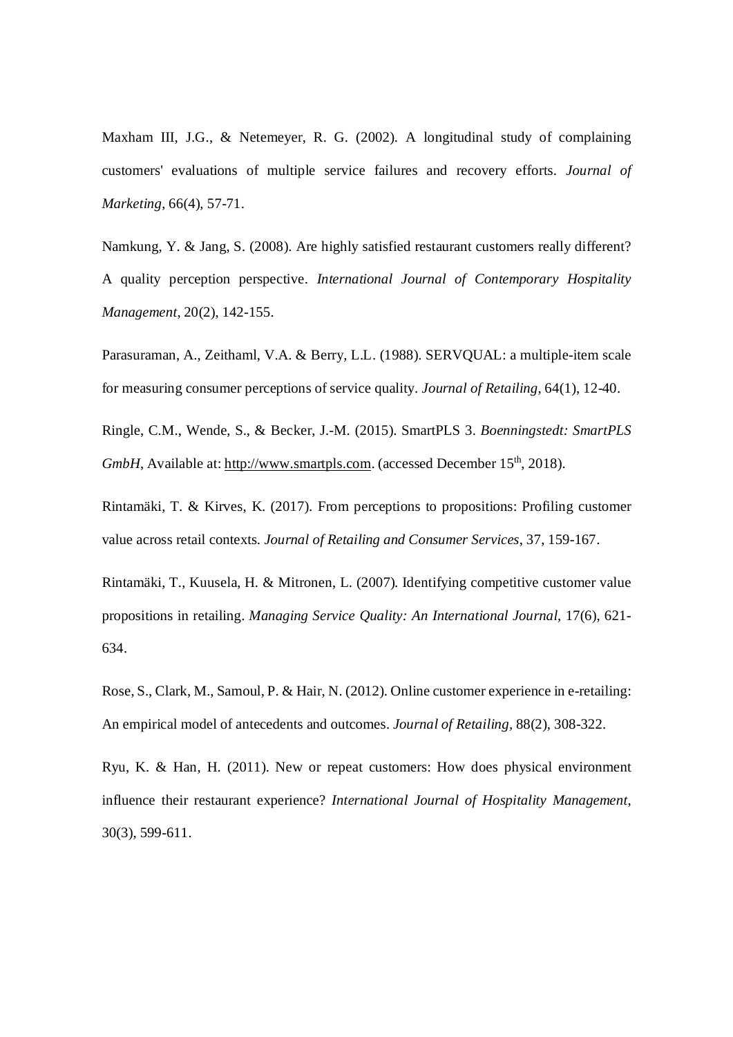Maxham III, J.G., & Netemeyer, R. G. (2002). A longitudinal study of complaining customers' evaluations of multiple service failures and recovery efforts. *Journal of Marketing*, 66(4), 57-71.

Namkung, Y. & Jang, S. (2008). Are highly satisfied restaurant customers really different? A quality perception perspective. *International Journal of Contemporary Hospitality Management*, 20(2), 142-155.

Parasuraman, A., Zeithaml, V.A. & Berry, L.L. (1988). SERVQUAL: a multiple-item scale for measuring consumer perceptions of service quality. *Journal of Retailing*, 64(1), 12-40.

Ringle, C.M., Wende, S., & Becker, J.-M. (2015). SmartPLS 3. *Boenningstedt: SmartPLS GmbH*, Available at: http://www.smartpls.com. (accessed December 15th, 2018).

Rintamäki, T. & Kirves, K. (2017). From perceptions to propositions: Profiling customer value across retail contexts. *Journal of Retailing and Consumer Services*, 37, 159-167.

Rintamäki, T., Kuusela, H. & Mitronen, L. (2007). Identifying competitive customer value propositions in retailing. *Managing Service Quality: An International Journal*, 17(6), 621-634.

Rose, S., Clark, M., Samoul, P. & Hair, N. (2012). Online customer experience in e-retailing: An empirical model of antecedents and outcomes. *Journal of Retailing*, 88(2), 308-322.

Ryu, K. & Han, H. (2011). New or repeat customers: How does physical environment influence their restaurant experience? *International Journal of Hospitality Management*, 30(3), 599-611.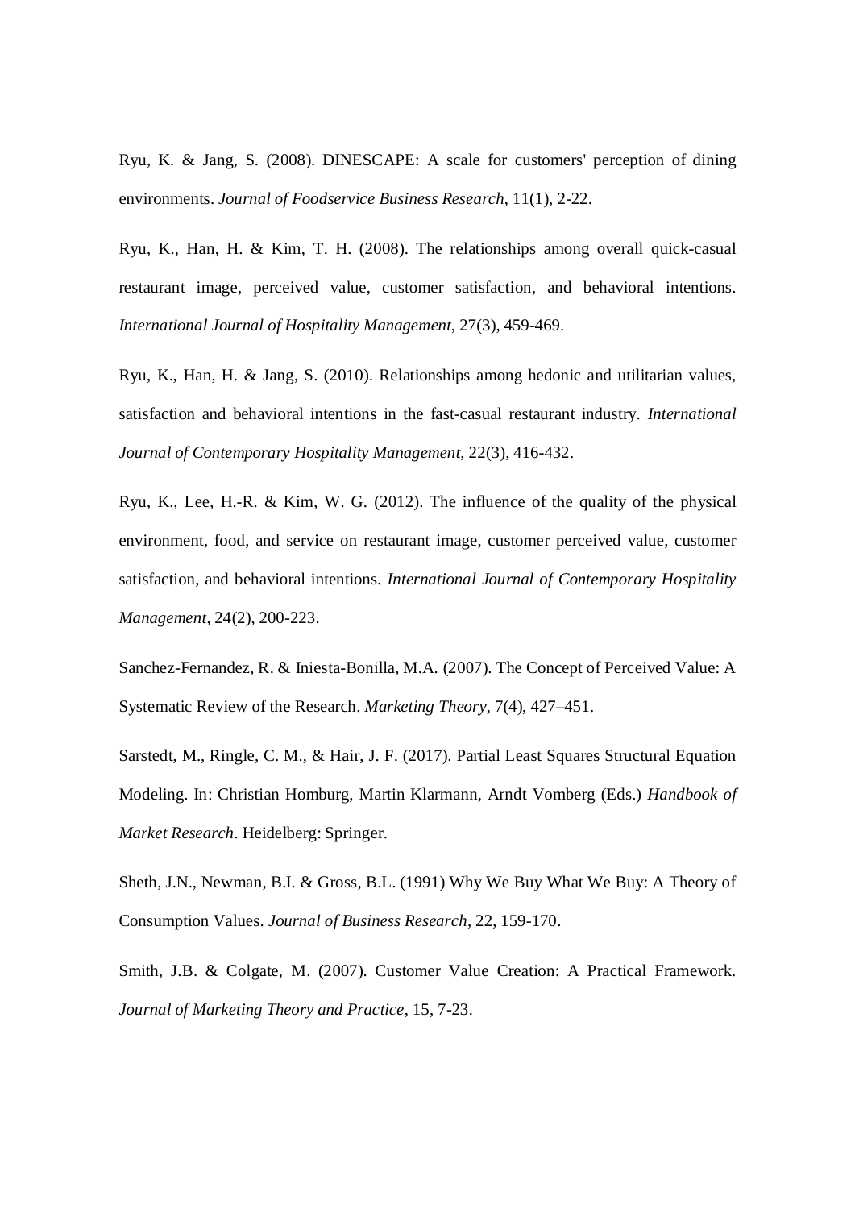Ryu, K. & Jang, S. (2008). DINESCAPE: A scale for customers' perception of dining environments. *Journal of Foodservice Business Research*, 11(1), 2-22.

Ryu, K., Han, H. & Kim, T. H. (2008). The relationships among overall quick-casual restaurant image, perceived value, customer satisfaction, and behavioral intentions. *International Journal of Hospitality Management*, 27(3), 459-469.

Ryu, K., Han, H. & Jang, S. (2010). Relationships among hedonic and utilitarian values, satisfaction and behavioral intentions in the fast-casual restaurant industry. *International Journal of Contemporary Hospitality Management*, 22(3), 416-432.

Ryu, K., Lee, H.-R. & Kim, W. G. (2012). The influence of the quality of the physical environment, food, and service on restaurant image, customer perceived value, customer satisfaction, and behavioral intentions. *International Journal of Contemporary Hospitality Management*, 24(2), 200-223.

Sanchez-Fernandez, R. & Iniesta-Bonilla, M.A. (2007). The Concept of Perceived Value: A Systematic Review of the Research. *Marketing Theory*, 7(4), 427–451.

Sarstedt, M., Ringle, C. M., & Hair, J. F. (2017). Partial Least Squares Structural Equation Modeling. In: Christian Homburg, Martin Klarmann, Arndt Vomberg (Eds.) *Handbook of Market Research*. Heidelberg: Springer.

Sheth, J.N., Newman, B.I. & Gross, B.L. (1991) Why We Buy What We Buy: A Theory of Consumption Values. *Journal of Business Research*, 22, 159-170.

Smith, J.B. & Colgate, M. (2007). Customer Value Creation: A Practical Framework. *Journal of Marketing Theory and Practice*, 15, 7-23.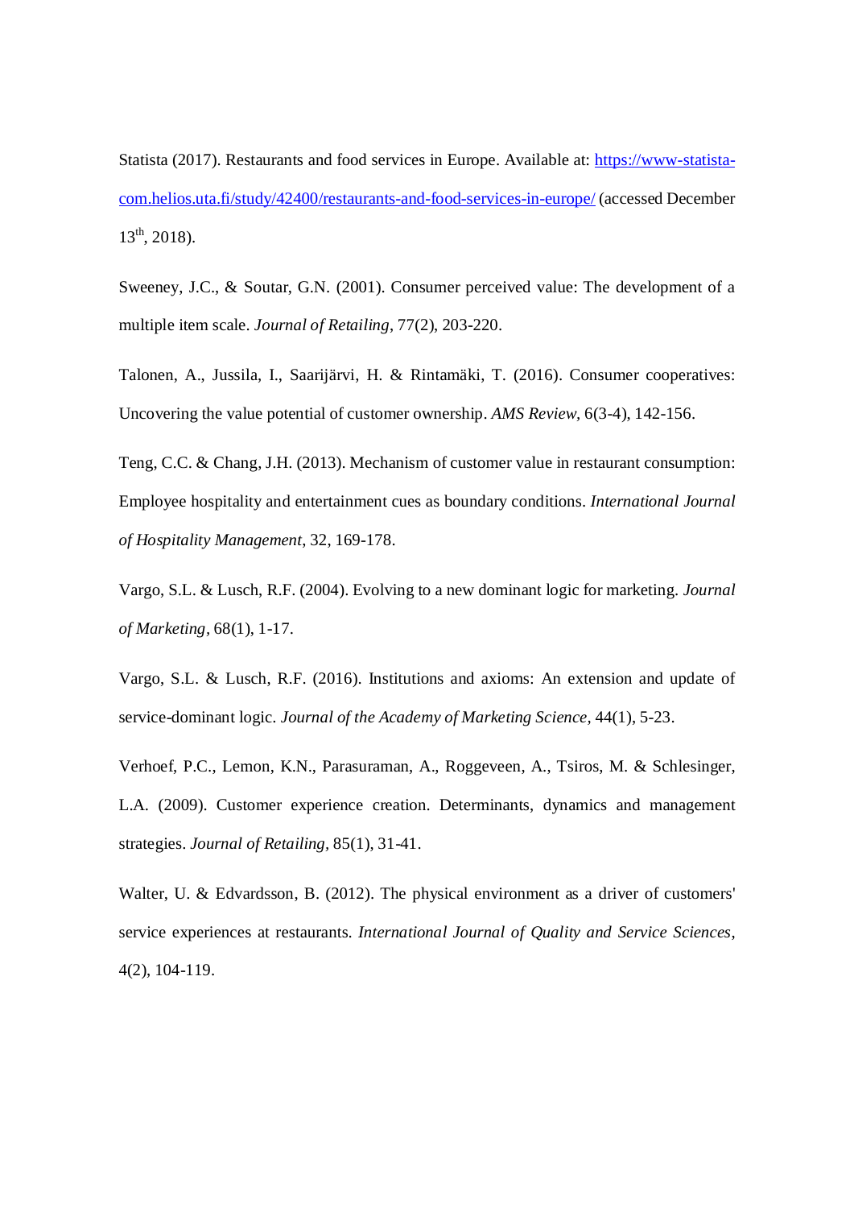Statista (2017). Restaurants and food services in Europe. Available at: [https://www-statista-com.helios.uta.fi/study/42400/restaurants-and-food-services-in-europe/](https://www-statista-com.helios.uta.fi/study/42400/restaurants-and-food-services-in-europe/) (accessed December 13th, 2018).

Sweeney, J.C., & Soutar, G.N. (2001). Consumer perceived value: The development of a multiple item scale. *Journal of Retailing*, 77(2), 203-220.

Talonen, A., Jussila, I., Saarijärvi, H. & Rintamäki, T. (2016). Consumer cooperatives: Uncovering the value potential of customer ownership. *AMS Review,* 6(3-4), 142-156.

Teng, C.C. & Chang, J.H. (2013). Mechanism of customer value in restaurant consumption: Employee hospitality and entertainment cues as boundary conditions. *International Journal of Hospitality Management*, 32, 169-178.

Vargo, S.L. & Lusch, R.F. (2004). Evolving to a new dominant logic for marketing. *Journal of Marketing*, 68(1), 1-17.

Vargo, S.L. & Lusch, R.F. (2016). Institutions and axioms: An extension and update of service-dominant logic. *Journal of the Academy of Marketing Science,* 44(1), 5-23.

Verhoef, P.C., Lemon, K.N., Parasuraman, A., Roggeveen, A., Tsiros, M. & Schlesinger, L.A. (2009). Customer experience creation. Determinants, dynamics and management strategies. *Journal of Retailing,* 85(1), 31-41.

Walter, U. & Edvardsson, B. (2012). The physical environment as a driver of customers' service experiences at restaurants. *International Journal of Quality and Service Sciences*, 4(2), 104-119.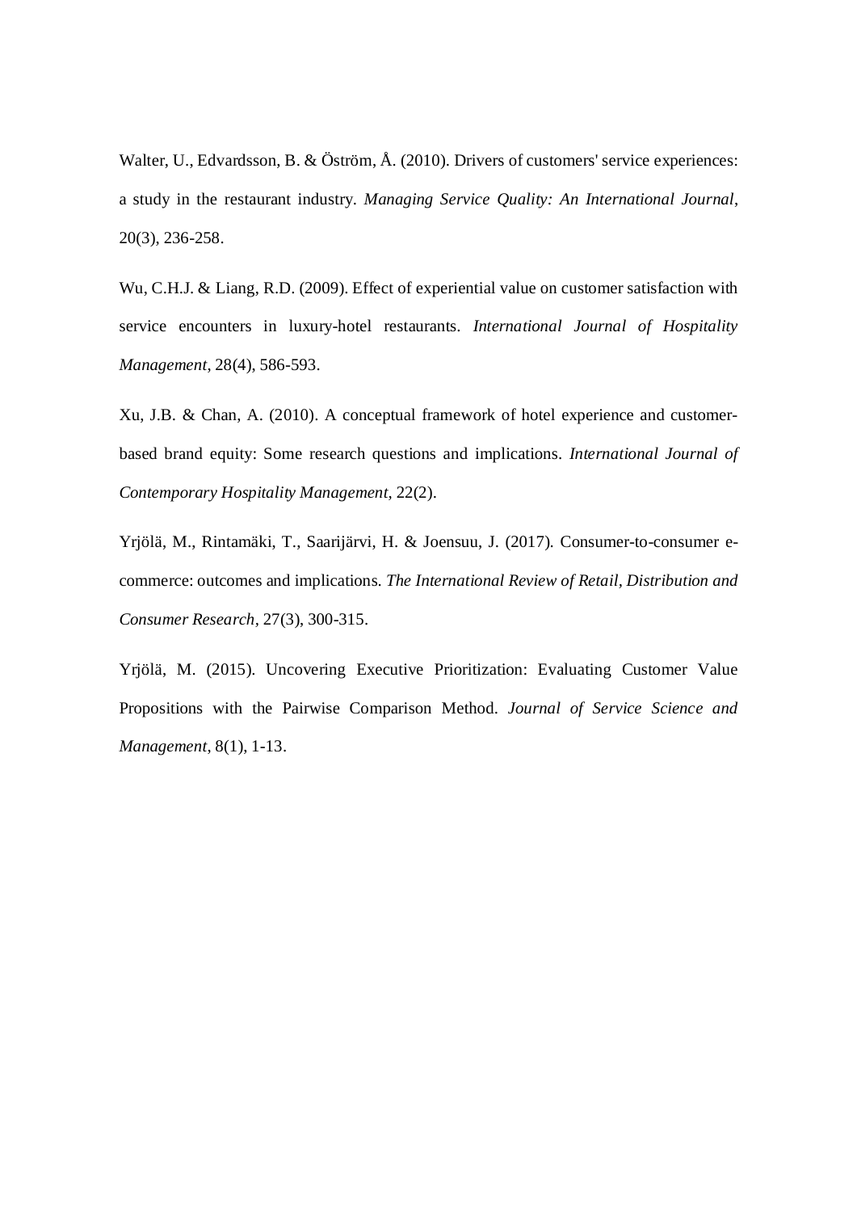Walter, U., Edvardsson, B. & Öström, Å. (2010). Drivers of customers' service experiences: a study in the restaurant industry. *Managing Service Quality: An International Journal*, 20(3), 236-258.

Wu, C.H.J. & Liang, R.D. (2009). Effect of experiential value on customer satisfaction with service encounters in luxury-hotel restaurants. *International Journal of Hospitality Management*, 28(4), 586-593.

Xu, J.B. & Chan, A. (2010). A conceptual framework of hotel experience and customer-based brand equity: Some research questions and implications. *International Journal of Contemporary Hospitality Management*, 22(2).

Yrjölä, M., Rintamäki, T., Saarijärvi, H. & Joensuu, J. (2017). Consumer-to-consumer e-commerce: outcomes and implications. *The International Review of Retail, Distribution and Consumer Research*, 27(3), 300-315.

Yrjölä, M. (2015). Uncovering Executive Prioritization: Evaluating Customer Value Propositions with the Pairwise Comparison Method. *Journal of Service Science and Management*, 8(1), 1-13.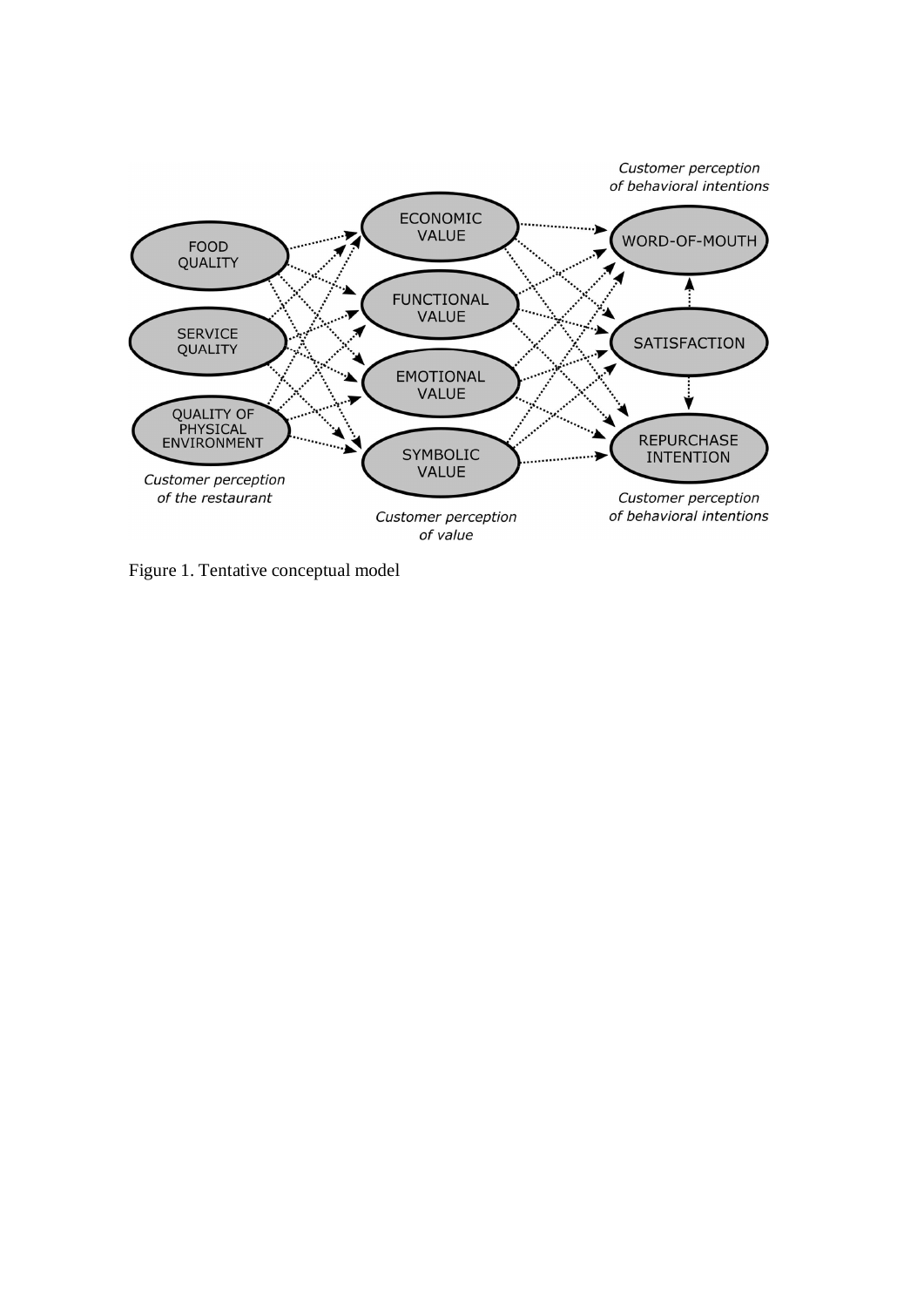Figure 1. Tentative conceptual model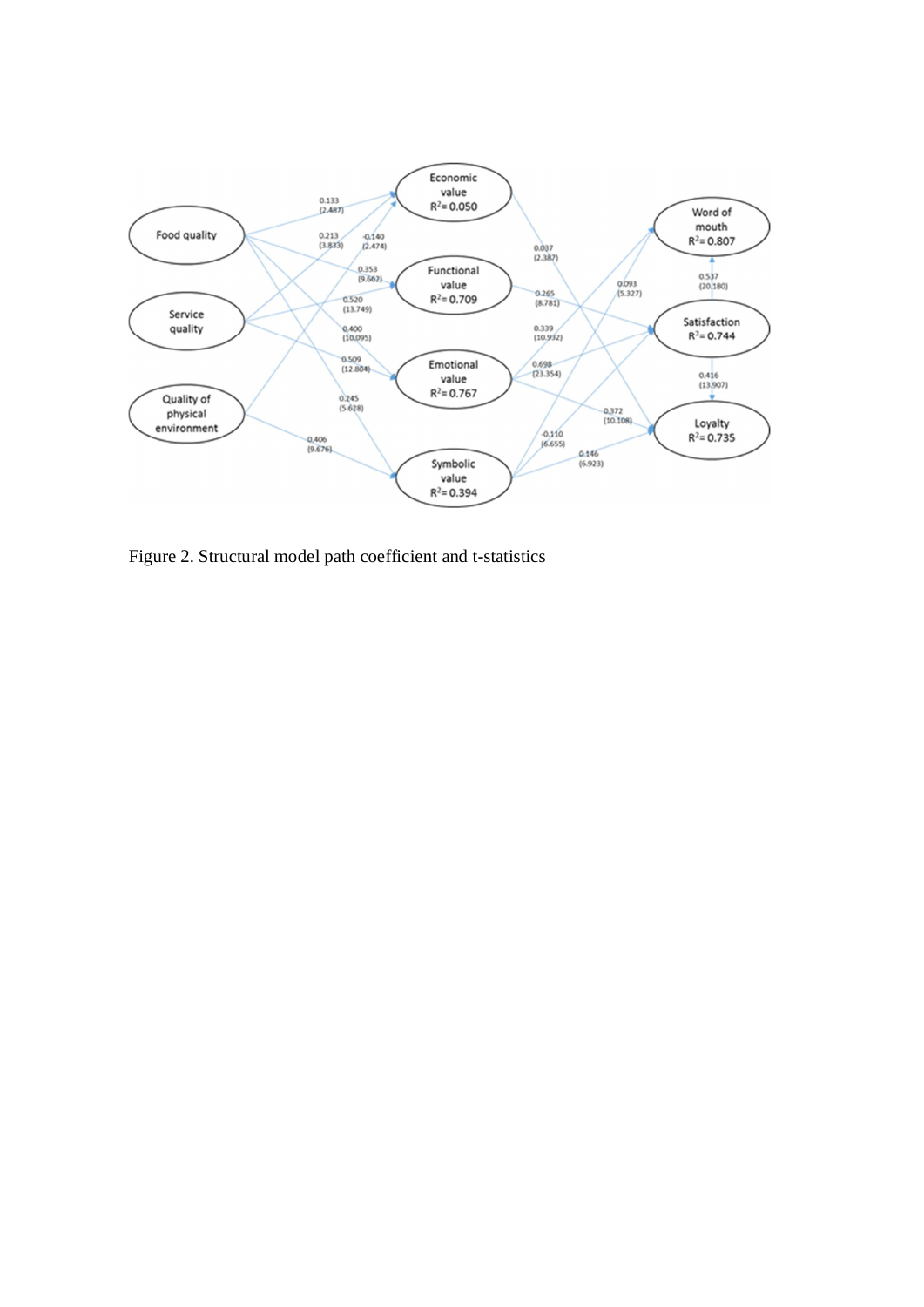Figure 2. Structural model path coefficient and t-statistics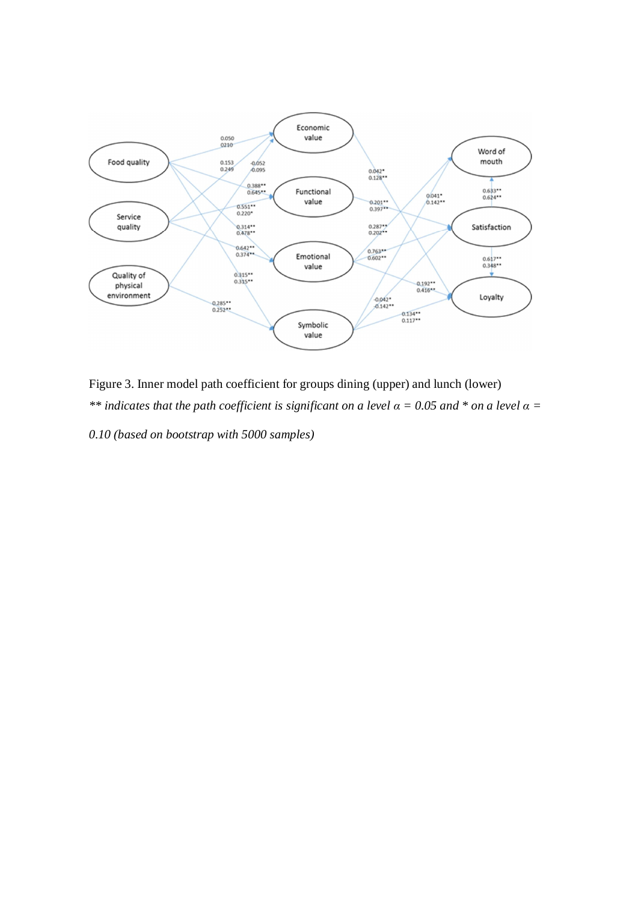Figure 3. Inner model path coefficient for groups dining (upper) and lunch (lower)

*** indicates that the path coefficient is significant on a level $\alpha = 0.05$ and * on a level $\alpha = 0.10$ (based on bootstrap with 5000 samples)*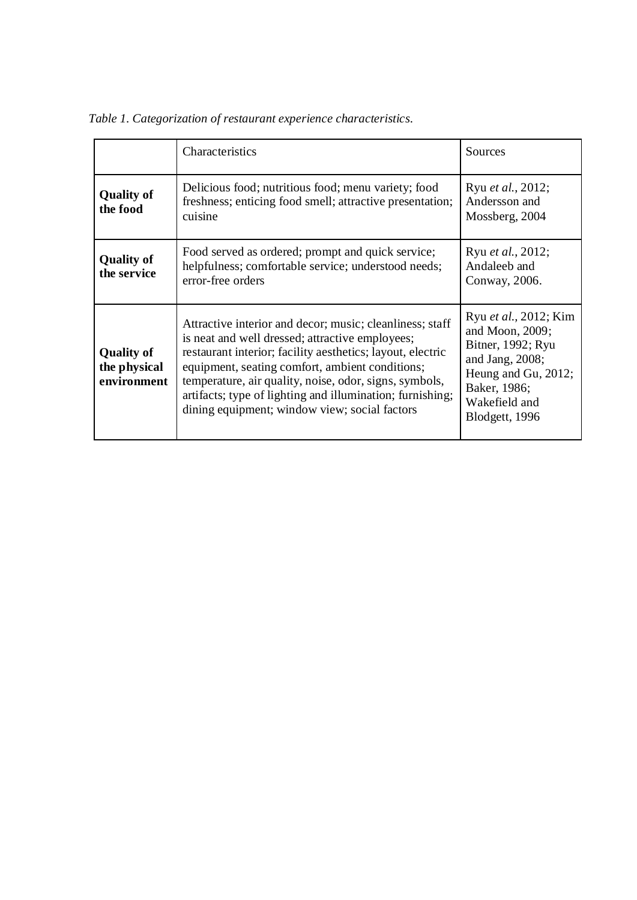*Table 1. Categorization of restaurant experience characteristics.*

| | Characteristics | Sources |
|---|---|---|
| **Quality of the food** | Delicious food; nutritious food; menu variety; food freshness; enticing food smell; attractive presentation; cuisine | Ryu *et al.*, 2012; Andersson and Mossberg, 2004 |
| **Quality of the service** | Food served as ordered; prompt and quick service; helpfulness; comfortable service; understood needs; error-free orders | Ryu *et al.*, 2012; Andaleeb and Conway, 2006. |
| **Quality of the physical environment** | Attractive interior and decor; music; cleanliness; staff is neat and well dressed; attractive employees; restaurant interior; facility aesthetics; layout, electric equipment, seating comfort, ambient conditions; temperature, air quality, noise, odor, signs, symbols, artifacts; type of lighting and illumination; furnishing; dining equipment; window view; social factors | Ryu *et al.*, 2012; Kim and Moon, 2009; Bitner, 1992; Ryu and Jang, 2008; Heung and Gu, 2012; Baker, 1986; Wakefield and Blodgett, 1996 |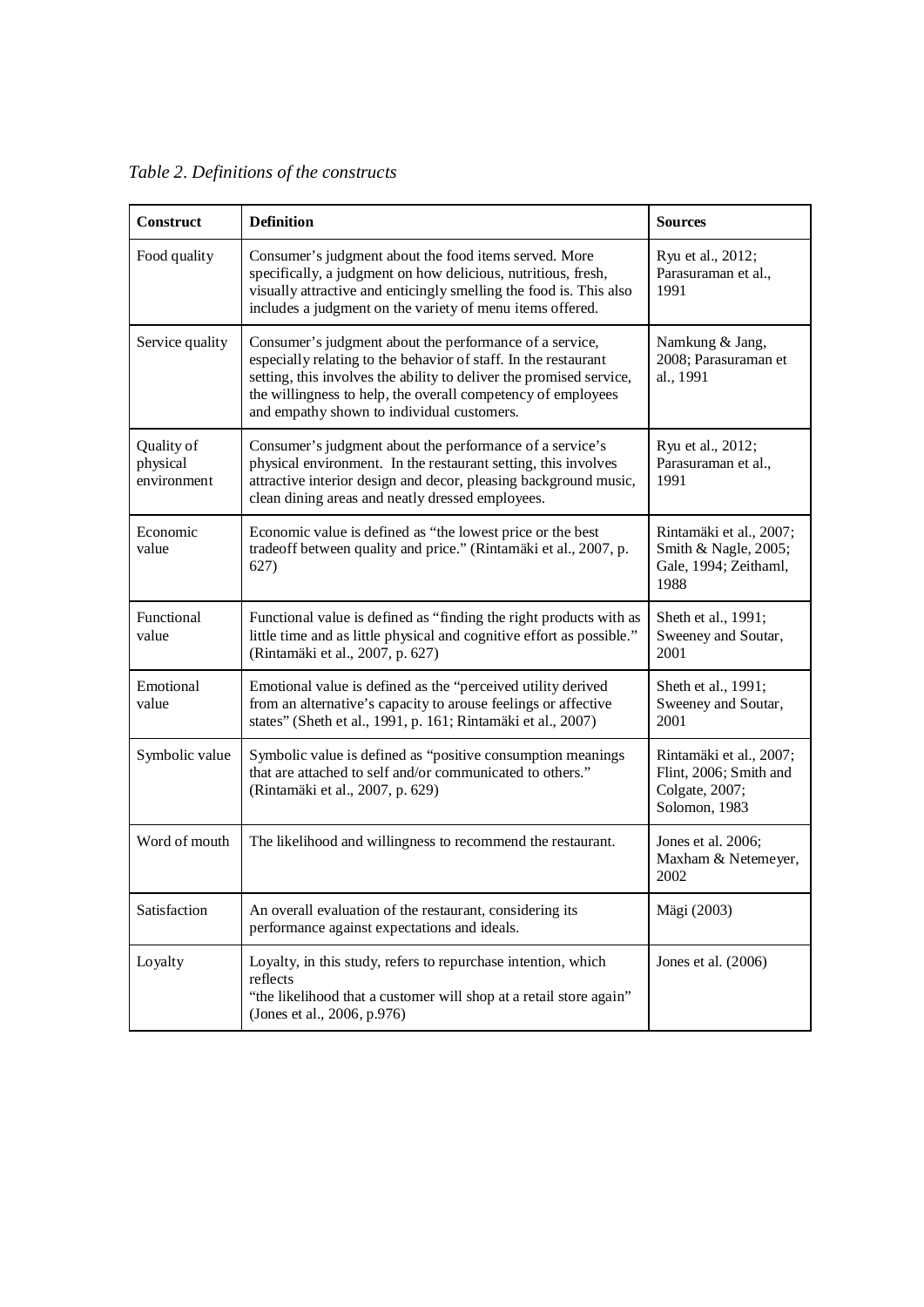*Table 2. Definitions of the constructs*

| Construct | Definition | Sources |
|---|---|---|
| Food quality | Consumer's judgment about the food items served. More specifically, a judgment on how delicious, nutritious, fresh, visually attractive and enticingly smelling the food is. This also includes a judgment on the variety of menu items offered. | Ryu et al., 2012; Parasuraman et al., 1991 |
| Service quality | Consumer's judgment about the performance of a service, especially relating to the behavior of staff. In the restaurant setting, this involves the ability to deliver the promised service, the willingness to help, the overall competency of employees and empathy shown to individual customers. | Namkung & Jang, 2008; Parasuraman et al., 1991 |
| Quality of physical environment | Consumer's judgment about the performance of a service's physical environment. In the restaurant setting, this involves attractive interior design and decor, pleasing background music, clean dining areas and neatly dressed employees. | Ryu et al., 2012; Parasuraman et al., 1991 |
| Economic value | Economic value is defined as "the lowest price or the best tradeoff between quality and price." (Rintamäki et al., 2007, p. 627) | Rintamäki et al., 2007; Smith & Nagle, 2005; Gale, 1994; Zeithaml, 1988 |
| Functional value | Functional value is defined as "finding the right products with as little time and as little physical and cognitive effort as possible." (Rintamäki et al., 2007, p. 627) | Sheth et al., 1991; Sweeney and Soutar, 2001 |
| Emotional value | Emotional value is defined as the "perceived utility derived from an alternative's capacity to arouse feelings or affective states" (Sheth et al., 1991, p. 161; Rintamäki et al., 2007) | Sheth et al., 1991; Sweeney and Soutar, 2001 |
| Symbolic value | Symbolic value is defined as "positive consumption meanings that are attached to self and/or communicated to others." (Rintamäki et al., 2007, p. 629) | Rintamäki et al., 2007; Flint, 2006; Smith and Colgate, 2007; Solomon, 1983 |
| Word of mouth | The likelihood and willingness to recommend the restaurant. | Jones et al. 2006; Maxham & Netemeyer, 2002 |
| Satisfaction | An overall evaluation of the restaurant, considering its performance against expectations and ideals. | Mägi (2003) |
| Loyalty | Loyalty, in this study, refers to repurchase intention, which reflects "the likelihood that a customer will shop at a retail store again" (Jones et al., 2006, p.976) | Jones et al. (2006) |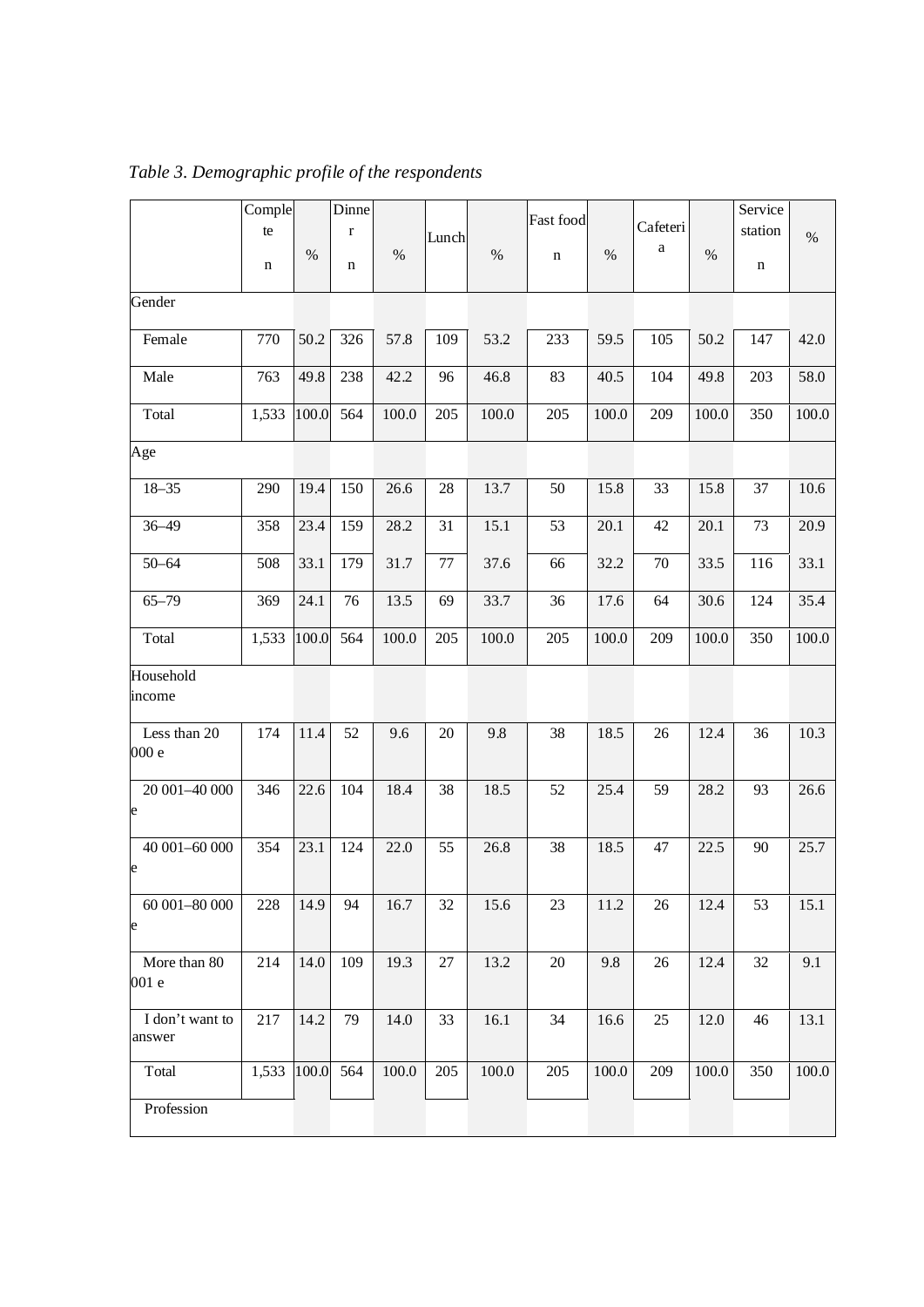*Table 3. Demographic profile of the respondents*

| | Complete n | % | Dinner n | % | Lunch | % | Fast food n | % | Cafeteria | % | Service station n | % |
|---|---|---|---|---|---|---|---|---|---|---|---|---|
| Gender | | | | | | | | | | | | |
| Female | 770 | 50.2 | 326 | 57.8 | 109 | 53.2 | 233 | 59.5 | 105 | 50.2 | 147 | 42.0 |
| Male | 763 | 49.8 | 238 | 42.2 | 96 | 46.8 | 83 | 40.5 | 104 | 49.8 | 203 | 58.0 |
| Total | 1,533 | 100.0 | 564 | 100.0 | 205 | 100.0 | 205 | 100.0 | 209 | 100.0 | 350 | 100.0 |
| Age | | | | | | | | | | | | |
| 18–35 | 290 | 19.4 | 150 | 26.6 | 28 | 13.7 | 50 | 15.8 | 33 | 15.8 | 37 | 10.6 |
| 36–49 | 358 | 23.4 | 159 | 28.2 | 31 | 15.1 | 53 | 20.1 | 42 | 20.1 | 73 | 20.9 |
| 50–64 | 508 | 33.1 | 179 | 31.7 | 77 | 37.6 | 66 | 32.2 | 70 | 33.5 | 116 | 33.1 |
| 65–79 | 369 | 24.1 | 76 | 13.5 | 69 | 33.7 | 36 | 17.6 | 64 | 30.6 | 124 | 35.4 |
| Total | 1,533 | 100.0 | 564 | 100.0 | 205 | 100.0 | 205 | 100.0 | 209 | 100.0 | 350 | 100.0 |
| Household income | | | | | | | | | | | | |
| Less than 20 000 e | 174 | 11.4 | 52 | 9.6 | 20 | 9.8 | 38 | 18.5 | 26 | 12.4 | 36 | 10.3 |
| 20 001–40 000 e | 346 | 22.6 | 104 | 18.4 | 38 | 18.5 | 52 | 25.4 | 59 | 28.2 | 93 | 26.6 |
| 40 001–60 000 e | 354 | 23.1 | 124 | 22.0 | 55 | 26.8 | 38 | 18.5 | 47 | 22.5 | 90 | 25.7 |
| 60 001–80 000 e | 228 | 14.9 | 94 | 16.7 | 32 | 15.6 | 23 | 11.2 | 26 | 12.4 | 53 | 15.1 |
| More than 80 001 e | 214 | 14.0 | 109 | 19.3 | 27 | 13.2 | 20 | 9.8 | 26 | 12.4 | 32 | 9.1 |
| I don't want to answer | 217 | 14.2 | 79 | 14.0 | 33 | 16.1 | 34 | 16.6 | 25 | 12.0 | 46 | 13.1 |
| Total | 1,533 | 100.0 | 564 | 100.0 | 205 | 100.0 | 205 | 100.0 | 209 | 100.0 | 350 | 100.0 |
| Profession | | | | | | | | | | | | |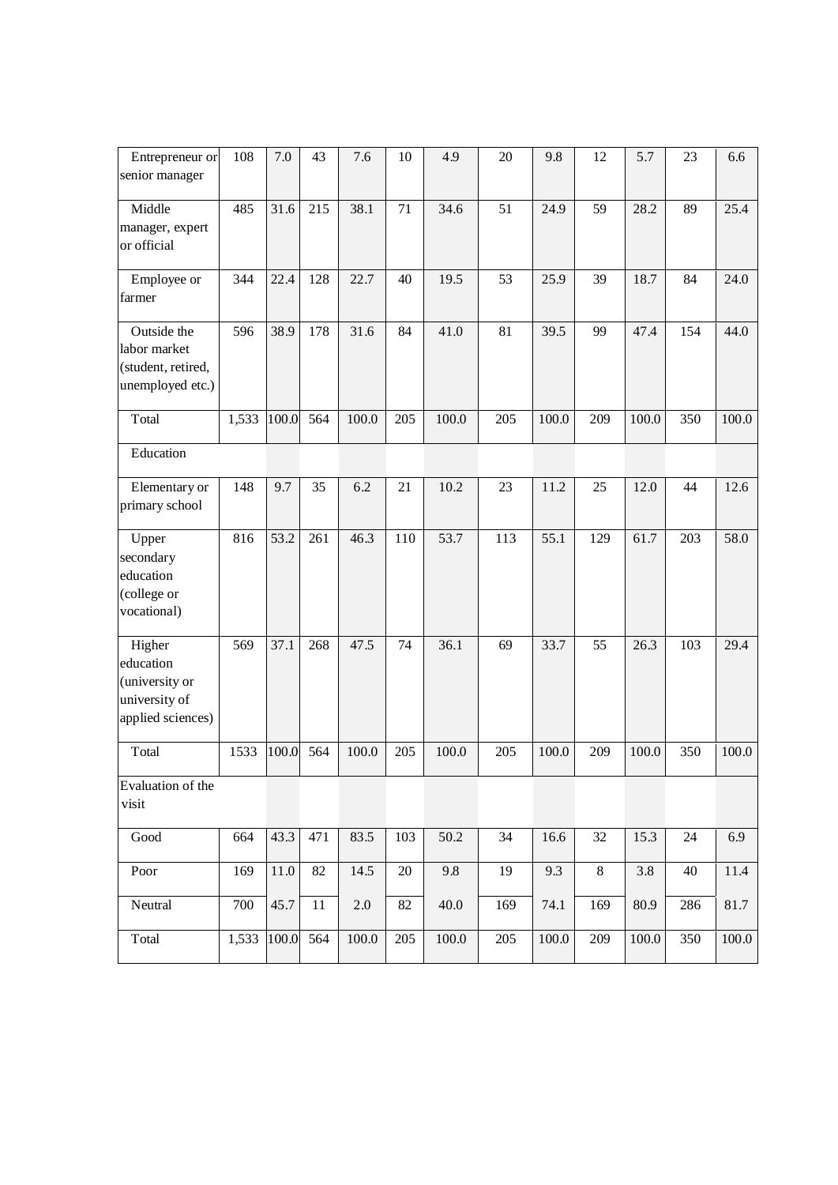| | | | | | | | | | | | | |
|---|---|---|---|---|---|---|---|---|---|---|---|---|
| Entrepreneur or senior manager | 108 | 7.0 | 43 | 7.6 | 10 | 4.9 | 20 | 9.8 | 12 | 5.7 | 23 | 6.6 |
| Middle manager, expert or official | 485 | 31.6 | 215 | 38.1 | 71 | 34.6 | 51 | 24.9 | 59 | 28.2 | 89 | 25.4 |
| Employee or farmer | 344 | 22.4 | 128 | 22.7 | 40 | 19.5 | 53 | 25.9 | 39 | 18.7 | 84 | 24.0 |
| Outside the labor market (student, retired, unemployed etc.) | 596 | 38.9 | 178 | 31.6 | 84 | 41.0 | 81 | 39.5 | 99 | 47.4 | 154 | 44.0 |
| Total | 1,533 | 100.0 | 564 | 100.0 | 205 | 100.0 | 205 | 100.0 | 209 | 100.0 | 350 | 100.0 |
| Education | | | | | | | | | | | | |
| Elementary or primary school | 148 | 9.7 | 35 | 6.2 | 21 | 10.2 | 23 | 11.2 | 25 | 12.0 | 44 | 12.6 |
| Upper secondary education (college or vocational) | 816 | 53.2 | 261 | 46.3 | 110 | 53.7 | 113 | 55.1 | 129 | 61.7 | 203 | 58.0 |
| Higher education (university or university of applied sciences) | 569 | 37.1 | 268 | 47.5 | 74 | 36.1 | 69 | 33.7 | 55 | 26.3 | 103 | 29.4 |
| Total | 1533 | 100.0 | 564 | 100.0 | 205 | 100.0 | 205 | 100.0 | 209 | 100.0 | 350 | 100.0 |
| Evaluation of the visit | | | | | | | | | | | | |
| Good | 664 | 43.3 | 471 | 83.5 | 103 | 50.2 | 34 | 16.6 | 32 | 15.3 | 24 | 6.9 |
| Poor | 169 | 11.0 | 82 | 14.5 | 20 | 9.8 | 19 | 9.3 | 8 | 3.8 | 40 | 11.4 |
| Neutral | 700 | 45.7 | 11 | 2.0 | 82 | 40.0 | 169 | 74.1 | 169 | 80.9 | 286 | 81.7 |
| Total | 1,533 | 100.0 | 564 | 100.0 | 205 | 100.0 | 205 | 100.0 | 209 | 100.0 | 350 | 100.0 |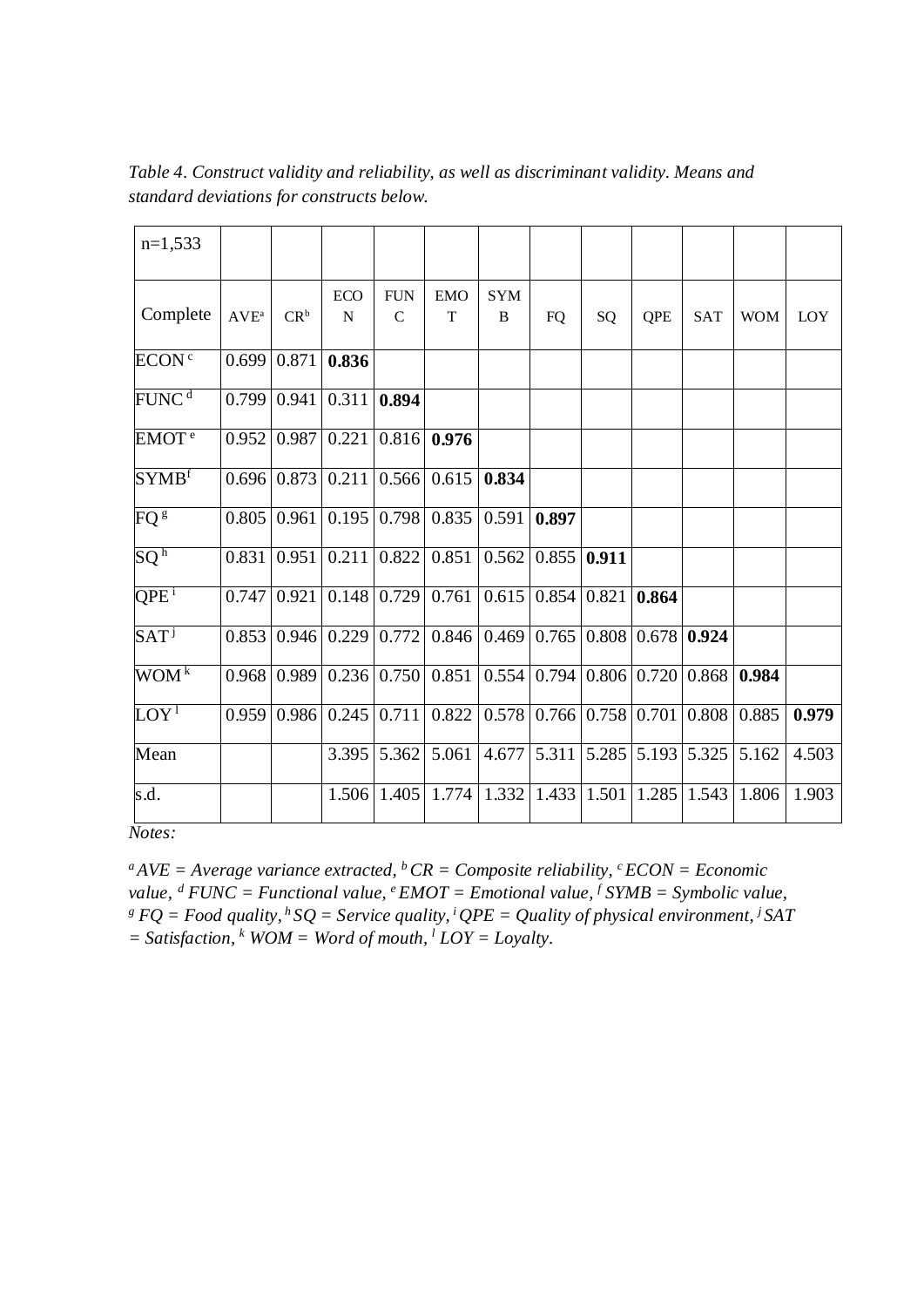*Table 4. Construct validity and reliability, as well as discriminant validity. Means and standard deviations for constructs below.*

| n=1,533 | | | | | | | | | | | | |
|---|---|---|---|---|---|---|---|---|---|---|---|---|
| Complete | AVE[a] | CR[b] | ECON | FUNC | EMOT | SYMB | FQ | SQ | QPE | SAT | WOM | LOY |
| ECON[c] | 0.699 | 0.871 | **0.836** | | | | | | | | | |
| FUNC[d] | 0.799 | 0.941 | 0.311 | **0.894** | | | | | | | | |
| EMOT[e] | 0.952 | 0.987 | 0.221 | 0.816 | **0.976** | | | | | | | |
| SYMB[f] | 0.696 | 0.873 | 0.211 | 0.566 | 0.615 | **0.834** | | | | | | |
| FQ[g] | 0.805 | 0.961 | 0.195 | 0.798 | 0.835 | 0.591 | **0.897** | | | | | |
| SQ[h] | 0.831 | 0.951 | 0.211 | 0.822 | 0.851 | 0.562 | 0.855 | **0.911** | | | | |
| QPE[i] | 0.747 | 0.921 | 0.148 | 0.729 | 0.761 | 0.615 | 0.854 | 0.821 | **0.864** | | | |
| SAT[j] | 0.853 | 0.946 | 0.229 | 0.772 | 0.846 | 0.469 | 0.765 | 0.808 | 0.678 | **0.924** | | |
| WOM[k] | 0.968 | 0.989 | 0.236 | 0.750 | 0.851 | 0.554 | 0.794 | 0.806 | 0.720 | 0.868 | **0.984** | |
| LOY[l] | 0.959 | 0.986 | 0.245 | 0.711 | 0.822 | 0.578 | 0.766 | 0.758 | 0.701 | 0.808 | 0.885 | **0.979** |
| Mean | | | 3.395 | 5.362 | 5.061 | 4.677 | 5.311 | 5.285 | 5.193 | 5.325 | 5.162 | 4.503 |
| s.d. | | | 1.506 | 1.405 | 1.774 | 1.332 | 1.433 | 1.501 | 1.285 | 1.543 | 1.806 | 1.903 |

*Notes:*

*[a] AVE = Average variance extracted, [b] CR = Composite reliability, [c] ECON = Economic value, [d] FUNC = Functional value, [e] EMOT = Emotional value, [f] SYMB = Symbolic value, [g] FQ = Food quality, [h] SQ = Service quality, [i] QPE = Quality of physical environment, [j] SAT = Satisfaction, [k] WOM = Word of mouth, [l] LOY = Loyalty.*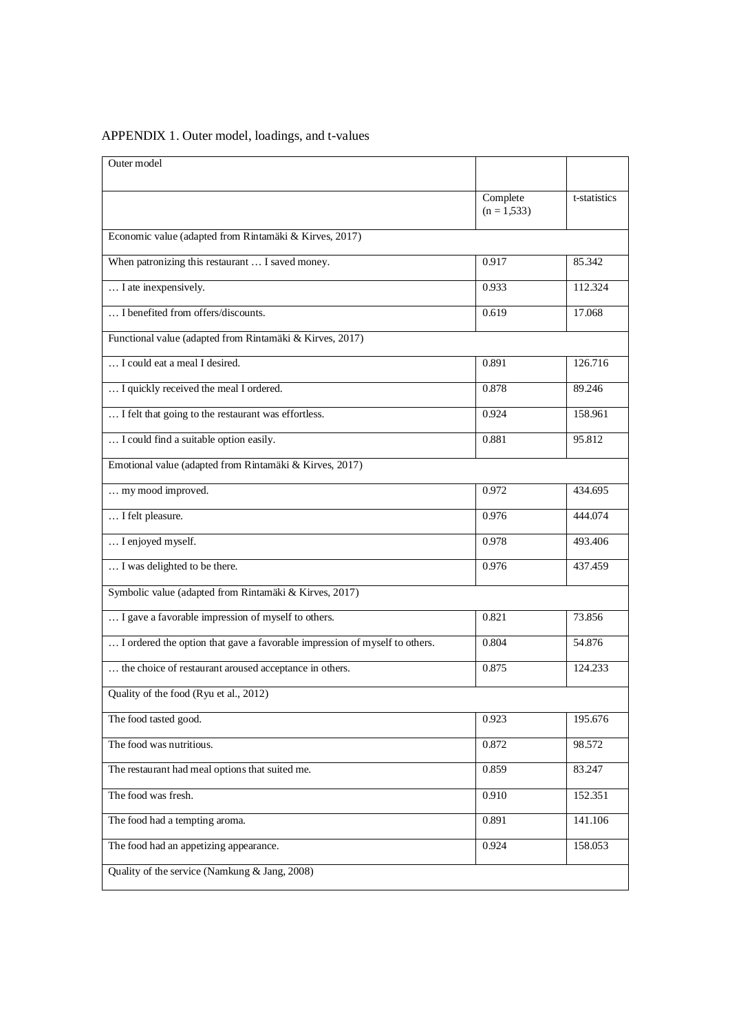APPENDIX 1. Outer model, loadings, and t-values

| Outer model | | |
|---|---|---|
| | Complete (n = 1,533) | t-statistics |
| Economic value (adapted from Rintamäki & Kirves, 2017) | | |
| When patronizing this restaurant … I saved money. | 0.917 | 85.342 |
| … I ate inexpensively. | 0.933 | 112.324 |
| … I benefited from offers/discounts. | 0.619 | 17.068 |
| Functional value (adapted from Rintamäki & Kirves, 2017) | | |
| … I could eat a meal I desired. | 0.891 | 126.716 |
| … I quickly received the meal I ordered. | 0.878 | 89.246 |
| … I felt that going to the restaurant was effortless. | 0.924 | 158.961 |
| … I could find a suitable option easily. | 0.881 | 95.812 |
| Emotional value (adapted from Rintamäki & Kirves, 2017) | | |
| … my mood improved. | 0.972 | 434.695 |
| … I felt pleasure. | 0.976 | 444.074 |
| … I enjoyed myself. | 0.978 | 493.406 |
| … I was delighted to be there. | 0.976 | 437.459 |
| Symbolic value (adapted from Rintamäki & Kirves, 2017) | | |
| … I gave a favorable impression of myself to others. | 0.821 | 73.856 |
| … I ordered the option that gave a favorable impression of myself to others. | 0.804 | 54.876 |
| … the choice of restaurant aroused acceptance in others. | 0.875 | 124.233 |
| Quality of the food (Ryu et al., 2012) | | |
| The food tasted good. | 0.923 | 195.676 |
| The food was nutritious. | 0.872 | 98.572 |
| The restaurant had meal options that suited me. | 0.859 | 83.247 |
| The food was fresh. | 0.910 | 152.351 |
| The food had a tempting aroma. | 0.891 | 141.106 |
| The food had an appetizing appearance. | 0.924 | 158.053 |
| Quality of the service (Namkung & Jang, 2008) | | |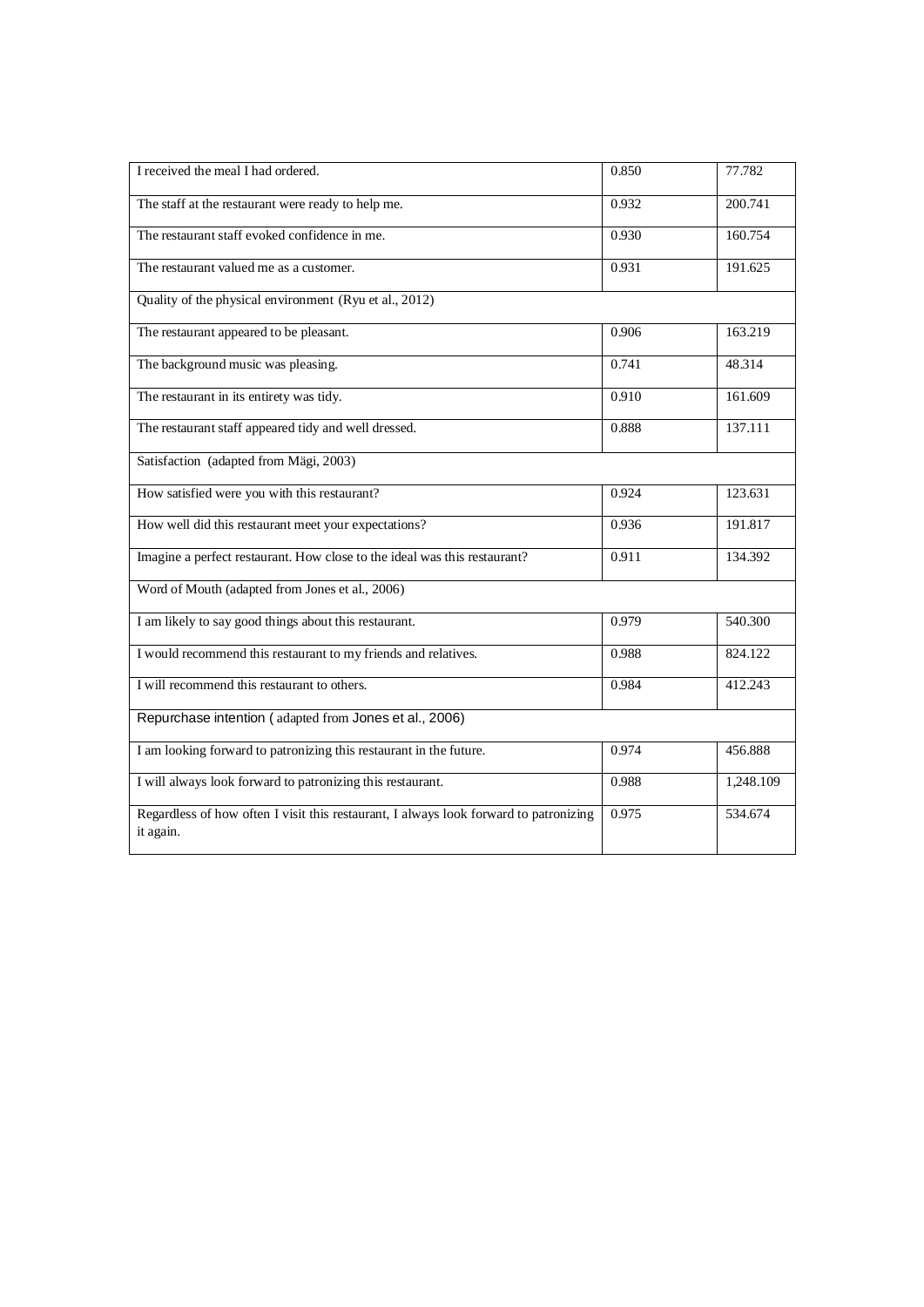| | | |
|---|---|---|
| I received the meal I had ordered. | 0.850 | 77.782 |
| The staff at the restaurant were ready to help me. | 0.932 | 200.741 |
| The restaurant staff evoked confidence in me. | 0.930 | 160.754 |
| The restaurant valued me as a customer. | 0.931 | 191.625 |
| Quality of the physical environment (Ryu et al., 2012) | | |
| The restaurant appeared to be pleasant. | 0.906 | 163.219 |
| The background music was pleasing. | 0.741 | 48.314 |
| The restaurant in its entirety was tidy. | 0.910 | 161.609 |
| The restaurant staff appeared tidy and well dressed. | 0.888 | 137.111 |
| Satisfaction (adapted from Mägi, 2003) | | |
| How satisfied were you with this restaurant? | 0.924 | 123.631 |
| How well did this restaurant meet your expectations? | 0.936 | 191.817 |
| Imagine a perfect restaurant. How close to the ideal was this restaurant? | 0.911 | 134.392 |
| Word of Mouth (adapted from Jones et al., 2006) | | |
| I am likely to say good things about this restaurant. | 0.979 | 540.300 |
| I would recommend this restaurant to my friends and relatives. | 0.988 | 824.122 |
| I will recommend this restaurant to others. | 0.984 | 412.243 |
| Repurchase intention ( adapted from Jones et al., 2006) | | |
| I am looking forward to patronizing this restaurant in the future. | 0.974 | 456.888 |
| I will always look forward to patronizing this restaurant. | 0.988 | 1,248.109 |
| Regardless of how often I visit this restaurant, I always look forward to patronizing it again. | 0.975 | 534.674 |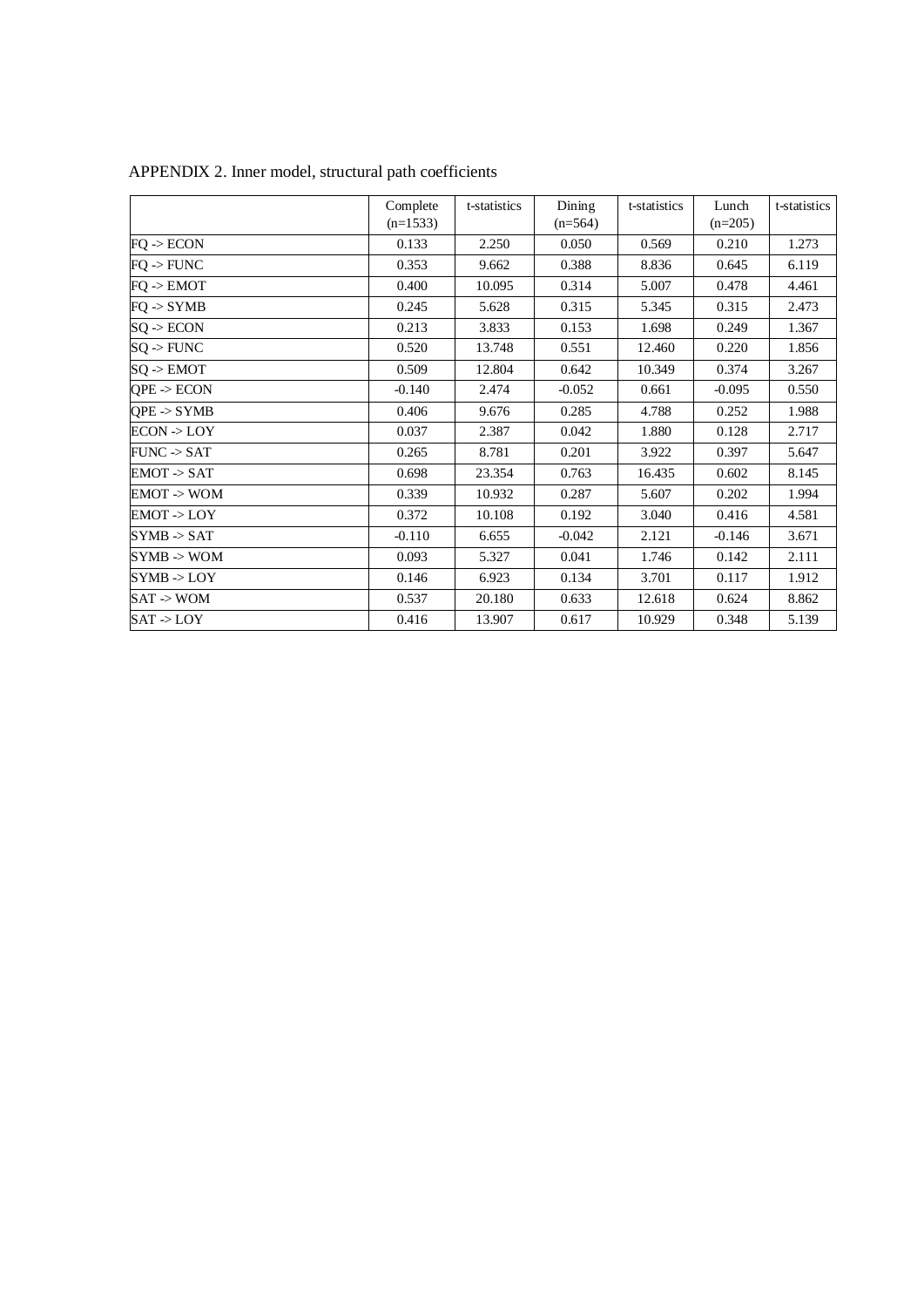APPENDIX 2. Inner model, structural path coefficients

| | Complete (n=1533) | t-statistics | Dining (n=564) | t-statistics | Lunch (n=205) | t-statistics |
|---|---|---|---|---|---|---|
| FQ -> ECON | 0.133 | 2.250 | 0.050 | 0.569 | 0.210 | 1.273 |
| FQ -> FUNC | 0.353 | 9.662 | 0.388 | 8.836 | 0.645 | 6.119 |
| FQ -> EMOT | 0.400 | 10.095 | 0.314 | 5.007 | 0.478 | 4.461 |
| FQ -> SYMB | 0.245 | 5.628 | 0.315 | 5.345 | 0.315 | 2.473 |
| SQ -> ECON | 0.213 | 3.833 | 0.153 | 1.698 | 0.249 | 1.367 |
| SQ -> FUNC | 0.520 | 13.748 | 0.551 | 12.460 | 0.220 | 1.856 |
| SQ -> EMOT | 0.509 | 12.804 | 0.642 | 10.349 | 0.374 | 3.267 |
| QPE -> ECON | -0.140 | 2.474 | -0.052 | 0.661 | -0.095 | 0.550 |
| QPE -> SYMB | 0.406 | 9.676 | 0.285 | 4.788 | 0.252 | 1.988 |
| ECON -> LOY | 0.037 | 2.387 | 0.042 | 1.880 | 0.128 | 2.717 |
| FUNC -> SAT | 0.265 | 8.781 | 0.201 | 3.922 | 0.397 | 5.647 |
| EMOT -> SAT | 0.698 | 23.354 | 0.763 | 16.435 | 0.602 | 8.145 |
| EMOT -> WOM | 0.339 | 10.932 | 0.287 | 5.607 | 0.202 | 1.994 |
| EMOT -> LOY | 0.372 | 10.108 | 0.192 | 3.040 | 0.416 | 4.581 |
| SYMB -> SAT | -0.110 | 6.655 | -0.042 | 2.121 | -0.146 | 3.671 |
| SYMB -> WOM | 0.093 | 5.327 | 0.041 | 1.746 | 0.142 | 2.111 |
| SYMB -> LOY | 0.146 | 6.923 | 0.134 | 3.701 | 0.117 | 1.912 |
| SAT -> WOM | 0.537 | 20.180 | 0.633 | 12.618 | 0.624 | 8.862 |
| SAT -> LOY | 0.416 | 13.907 | 0.617 | 10.929 | 0.348 | 5.139 |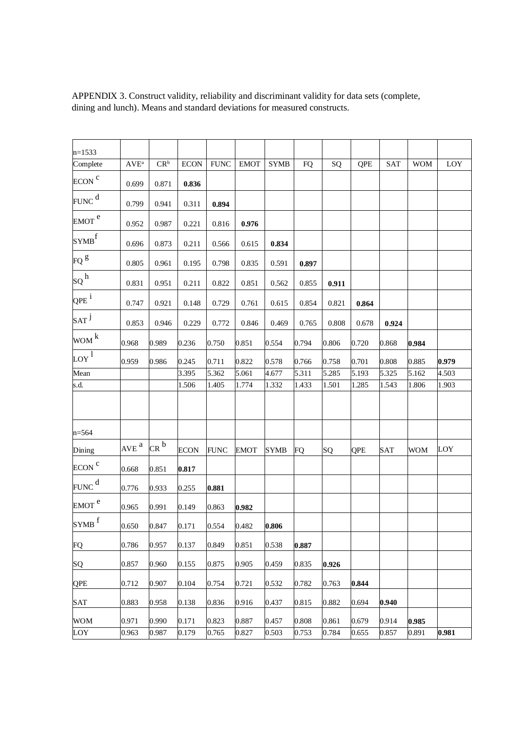APPENDIX 3. Construct validity, reliability and discriminant validity for data sets (complete, dining and lunch). Means and standard deviations for measured constructs.

| n=1533 | | | | | | | | | | | | |
|---|---|---|---|---|---|---|---|---|---|---|---|---|
| Complete | AVE[a] | CR[b] | ECON | FUNC | EMOT | SYMB | FQ | SQ | QPE | SAT | WOM | LOY |
| ECON [c] | 0.699 | 0.871 | **0.836** | | | | | | | | | |
| FUNC [d] | 0.799 | 0.941 | 0.311 | **0.894** | | | | | | | | |
| EMOT [e] | 0.952 | 0.987 | 0.221 | 0.816 | **0.976** | | | | | | | |
| SYMB [f] | 0.696 | 0.873 | 0.211 | 0.566 | 0.615 | **0.834** | | | | | | |
| FQ [g] | 0.805 | 0.961 | 0.195 | 0.798 | 0.835 | 0.591 | **0.897** | | | | | |
| SQ [h] | 0.831 | 0.951 | 0.211 | 0.822 | 0.851 | 0.562 | 0.855 | **0.911** | | | | |
| QPE [i] | 0.747 | 0.921 | 0.148 | 0.729 | 0.761 | 0.615 | 0.854 | 0.821 | **0.864** | | | |
| SAT [j] | 0.853 | 0.946 | 0.229 | 0.772 | 0.846 | 0.469 | 0.765 | 0.808 | 0.678 | **0.924** | | |
| WOM [k] | 0.968 | 0.989 | 0.236 | 0.750 | 0.851 | 0.554 | 0.794 | 0.806 | 0.720 | 0.868 | **0.984** | |
| LOY [l] | 0.959 | 0.986 | 0.245 | 0.711 | 0.822 | 0.578 | 0.766 | 0.758 | 0.701 | 0.808 | 0.885 | **0.979** |
| Mean | | | 3.395 | 5.362 | 5.061 | 4.677 | 5.311 | 5.285 | 5.193 | 5.325 | 5.162 | 4.503 |
| s.d. | | | 1.506 | 1.405 | 1.774 | 1.332 | 1.433 | 1.501 | 1.285 | 1.543 | 1.806 | 1.903 |

| n=564 | | | | | | | | | | | | |
|---|---|---|---|---|---|---|---|---|---|---|---|---|
| Dining | AVE [a] | CR [b] | ECON | FUNC | EMOT | SYMB | FQ | SQ | QPE | SAT | WOM | LOY |
| ECON [c] | 0.668 | 0.851 | **0.817** | | | | | | | | | |
| FUNC [d] | 0.776 | 0.933 | 0.255 | **0.881** | | | | | | | | |
| EMOT [e] | 0.965 | 0.991 | 0.149 | 0.863 | **0.982** | | | | | | | |
| SYMB [f] | 0.650 | 0.847 | 0.171 | 0.554 | 0.482 | **0.806** | | | | | | |
| FQ | 0.786 | 0.957 | 0.137 | 0.849 | 0.851 | 0.538 | **0.887** | | | | | |
| SQ | 0.857 | 0.960 | 0.155 | 0.875 | 0.905 | 0.459 | 0.835 | **0.926** | | | | |
| QPE | 0.712 | 0.907 | 0.104 | 0.754 | 0.721 | 0.532 | 0.782 | 0.763 | **0.844** | | | |
| SAT | 0.883 | 0.958 | 0.138 | 0.836 | 0.916 | 0.437 | 0.815 | 0.882 | 0.694 | **0.940** | | |
| WOM | 0.971 | 0.990 | 0.171 | 0.823 | 0.887 | 0.457 | 0.808 | 0.861 | 0.679 | 0.914 | **0.985** | |
| LOY | 0.963 | 0.987 | 0.179 | 0.765 | 0.827 | 0.503 | 0.753 | 0.784 | 0.655 | 0.857 | 0.891 | **0.981** |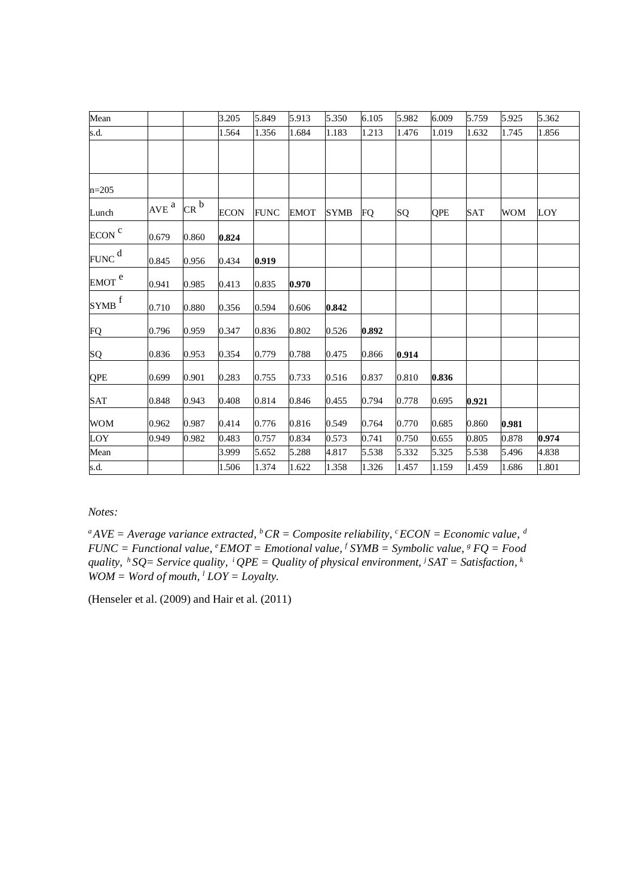| | | | | | | | | | | | | |
|---|---|---|---|---|---|---|---|---|---|---|---|---|
| Mean | | | 3.205 | 5.849 | 5.913 | 5.350 | 6.105 | 5.982 | 6.009 | 5.759 | 5.925 | 5.362 |
| s.d. | | | 1.564 | 1.356 | 1.684 | 1.183 | 1.213 | 1.476 | 1.019 | 1.632 | 1.745 | 1.856 |
| | | | | | | | | | | | | |
| n=205 | | | | | | | | | | | | |
| Lunch | AVE [a] | CR [b] | ECON | FUNC | EMOT | SYMB | FQ | SQ | QPE | SAT | WOM | LOY |
| ECON [c] | 0.679 | 0.860 | **0.824** | | | | | | | | | |
| FUNC [d] | 0.845 | 0.956 | 0.434 | **0.919** | | | | | | | | |
| EMOT [e] | 0.941 | 0.985 | 0.413 | 0.835 | **0.970** | | | | | | | |
| SYMB [f] | 0.710 | 0.880 | 0.356 | 0.594 | 0.606 | **0.842** | | | | | | |
| FQ | 0.796 | 0.959 | 0.347 | 0.836 | 0.802 | 0.526 | **0.892** | | | | | |
| SQ | 0.836 | 0.953 | 0.354 | 0.779 | 0.788 | 0.475 | 0.866 | **0.914** | | | | |
| QPE | 0.699 | 0.901 | 0.283 | 0.755 | 0.733 | 0.516 | 0.837 | 0.810 | **0.836** | | | |
| SAT | 0.848 | 0.943 | 0.408 | 0.814 | 0.846 | 0.455 | 0.794 | 0.778 | 0.695 | **0.921** | | |
| WOM | 0.962 | 0.987 | 0.414 | 0.776 | 0.816 | 0.549 | 0.764 | 0.770 | 0.685 | 0.860 | **0.981** | |
| LOY | 0.949 | 0.982 | 0.483 | 0.757 | 0.834 | 0.573 | 0.741 | 0.750 | 0.655 | 0.805 | 0.878 | **0.974** |
| Mean | | | 3.999 | 5.652 | 5.288 | 4.817 | 5.538 | 5.332 | 5.325 | 5.538 | 5.496 | 4.838 |
| s.d. | | | 1.506 | 1.374 | 1.622 | 1.358 | 1.326 | 1.457 | 1.159 | 1.459 | 1.686 | 1.801 |

*Notes:*

*[a] AVE = Average variance extracted, [b] CR = Composite reliability, [c] ECON = Economic value, [d] FUNC = Functional value, [e] EMOT = Emotional value, [f] SYMB = Symbolic value, [g] FQ = Food quality, [h] SQ= Service quality, [i] QPE = Quality of physical environment, [j] SAT = Satisfaction, [k] WOM = Word of mouth, [l] LOY = Loyalty.*

(Henseler et al. (2009) and Hair et al. (2011)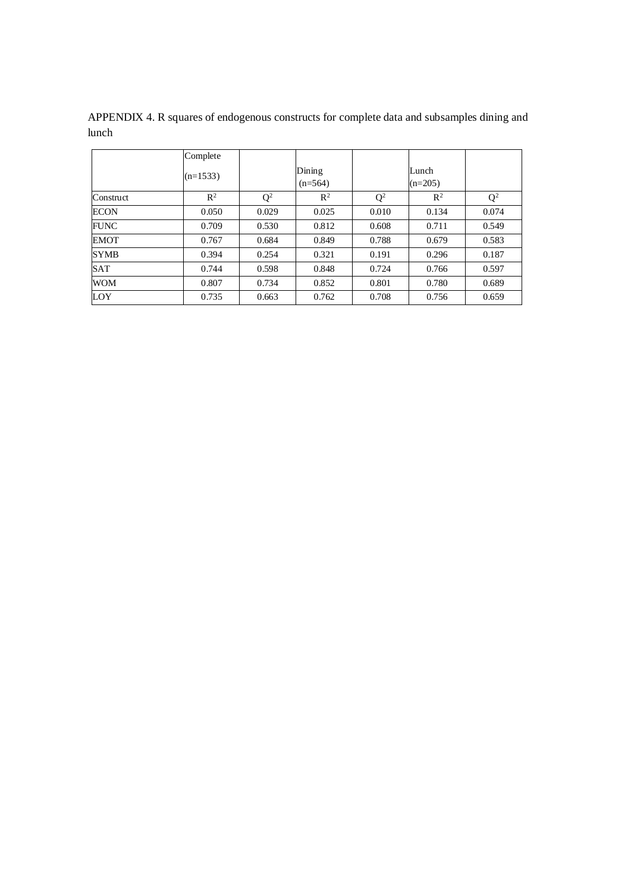APPENDIX 4. R squares of endogenous constructs for complete data and subsamples dining and lunch

| | Complete (n=1533) | | Dining (n=564) | | Lunch (n=205) | |
|---|---|---|---|---|---|---|
| Construct | $R^2$ | $Q^2$ | $R^2$ | $Q^2$ | $R^2$ | $Q^2$ |
| ECON | 0.050 | 0.029 | 0.025 | 0.010 | 0.134 | 0.074 |
| FUNC | 0.709 | 0.530 | 0.812 | 0.608 | 0.711 | 0.549 |
| EMOT | 0.767 | 0.684 | 0.849 | 0.788 | 0.679 | 0.583 |
| SYMB | 0.394 | 0.254 | 0.321 | 0.191 | 0.296 | 0.187 |
| SAT | 0.744 | 0.598 | 0.848 | 0.724 | 0.766 | 0.597 |
| WOM | 0.807 | 0.734 | 0.852 | 0.801 | 0.780 | 0.689 |
| LOY | 0.735 | 0.663 | 0.762 | 0.708 | 0.756 | 0.659 |